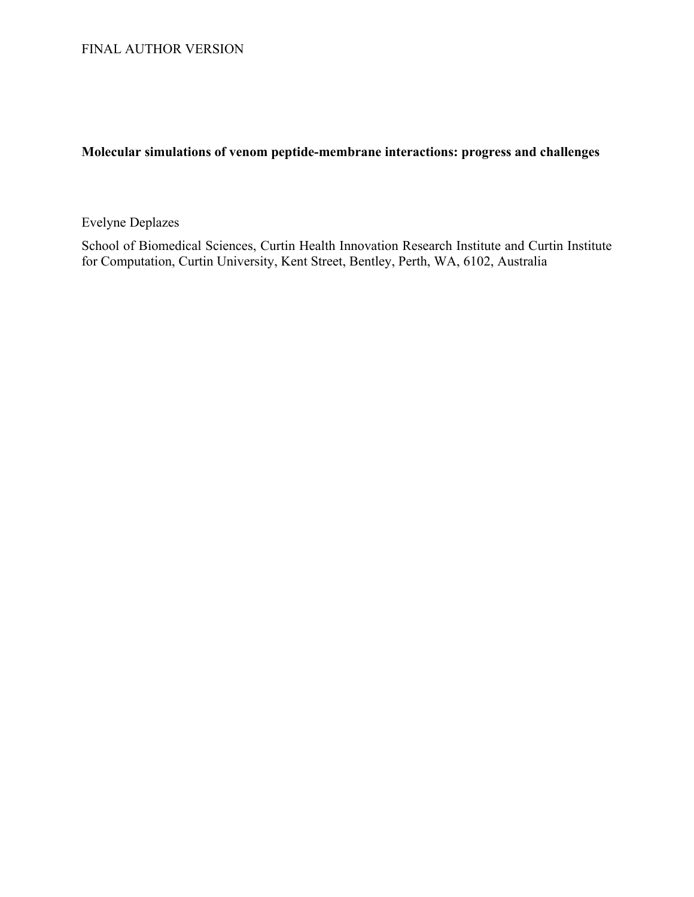FINAL AUTHOR VERSION

# Molecular simulations of venom peptide-membrane interactions: progress and challenges

Evelyne Deplazes

School of Biomedical Sciences, Curtin Health Innovation Research Institute and Curtin Institute for Computation, Curtin University, Kent Street, Bentley, Perth, WA, 6102, Australia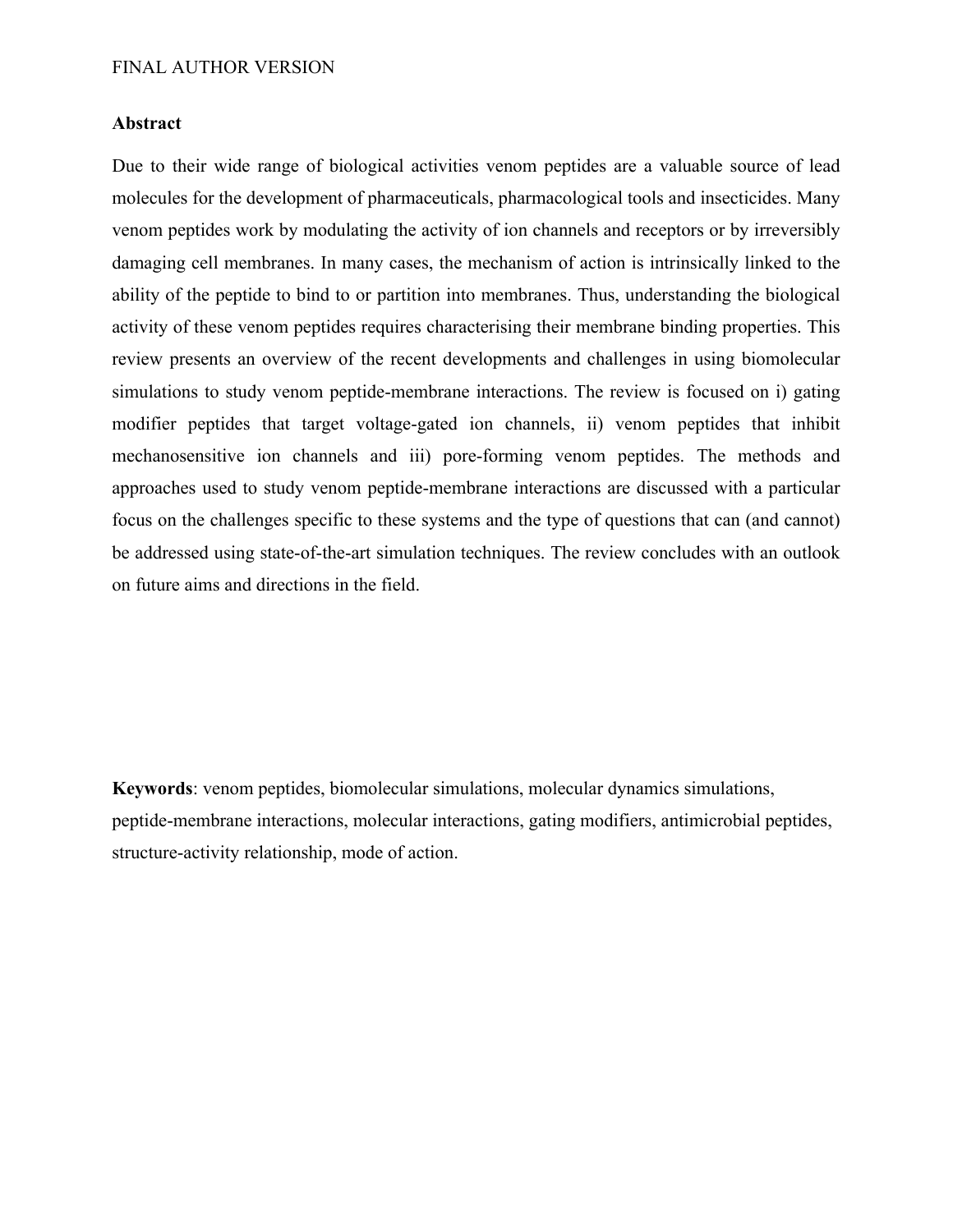## Abstract

Due to their wide range of biological activities venom peptides are a valuable source of lead molecules for the development of pharmaceuticals, pharmacological tools and insecticides. Many venom peptides work by modulating the activity of ion channels and receptors or by irreversibly damaging cell membranes. In many cases, the mechanism of action is intrinsically linked to the ability of the peptide to bind to or partition into membranes. Thus, understanding the biological activity of these venom peptides requires characterising their membrane binding properties. This review presents an overview of the recent developments and challenges in using biomolecular simulations to study venom peptide-membrane interactions. The review is focused on i) gating modifier peptides that target voltage-gated ion channels, ii) venom peptides that inhibit mechanosensitive ion channels and iii) pore-forming venom peptides. The methods and approaches used to study venom peptide-membrane interactions are discussed with a particular focus on the challenges specific to these systems and the type of questions that can (and cannot) be addressed using state-of-the-art simulation techniques. The review concludes with an outlook on future aims and directions in the field.

**Keywords**: venom peptides, biomolecular simulations, molecular dynamics simulations, peptide-membrane interactions, molecular interactions, gating modifiers, antimicrobial peptides, structure-activity relationship, mode of action.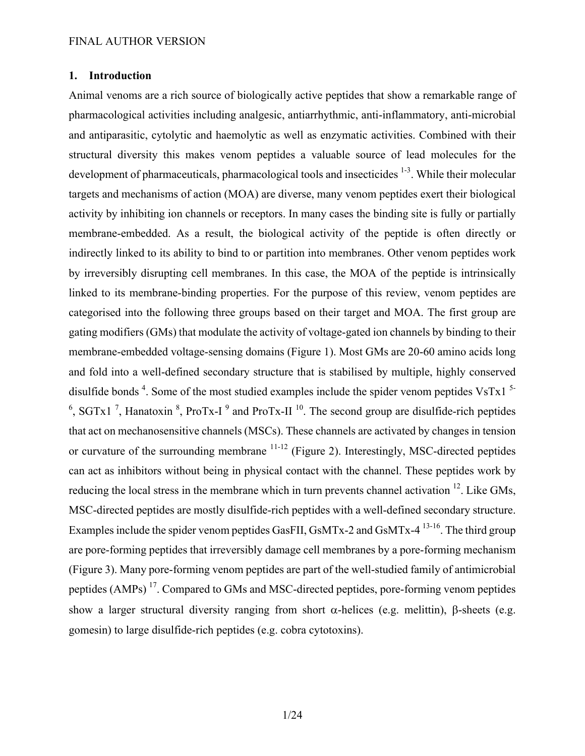## 1. Introduction

Animal venoms are a rich source of biologically active peptides that show a remarkable range of pharmacological activities including analgesic, antiarrhythmic, anti-inflammatory, anti-microbial and antiparasitic, cytolytic and haemolytic as well as enzymatic activities. Combined with their structural diversity this makes venom peptides a valuable source of lead molecules for the development of pharmaceuticals, pharmacological tools and insecticides [1-3]. While their molecular targets and mechanisms of action (MOA) are diverse, many venom peptides exert their biological activity by inhibiting ion channels or receptors. In many cases the binding site is fully or partially membrane-embedded. As a result, the biological activity of the peptide is often directly or indirectly linked to its ability to bind to or partition into membranes. Other venom peptides work by irreversibly disrupting cell membranes. In this case, the MOA of the peptide is intrinsically linked to its membrane-binding properties. For the purpose of this review, venom peptides are categorised into the following three groups based on their target and MOA. The first group are gating modifiers (GMs) that modulate the activity of voltage-gated ion channels by binding to their membrane-embedded voltage-sensing domains (Figure 1). Most GMs are 20-60 amino acids long and fold into a well-defined secondary structure that is stabilised by multiple, highly conserved disulfide bonds [4]. Some of the most studied examples include the spider venom peptides VsTx1 [5-6], SGTx1 [7], Hanatoxin [8], ProTx-I [9] and ProTx-II [10]. The second group are disulfide-rich peptides that act on mechanosensitive channels (MSCs). These channels are activated by changes in tension or curvature of the surrounding membrane [11-12] (Figure 2). Interestingly, MSC-directed peptides can act as inhibitors without being in physical contact with the channel. These peptides work by reducing the local stress in the membrane which in turn prevents channel activation [12]. Like GMs, MSC-directed peptides are mostly disulfide-rich peptides with a well-defined secondary structure. Examples include the spider venom peptides GasFII, GsMTx-2 and GsMTx-4 [13-16]. The third group are pore-forming peptides that irreversibly damage cell membranes by a pore-forming mechanism (Figure 3). Many pore-forming venom peptides are part of the well-studied family of antimicrobial peptides (AMPs) [17]. Compared to GMs and MSC-directed peptides, pore-forming venom peptides show a larger structural diversity ranging from short α-helices (e.g. melittin), β-sheets (e.g. gomesin) to large disulfide-rich peptides (e.g. cobra cytotoxins).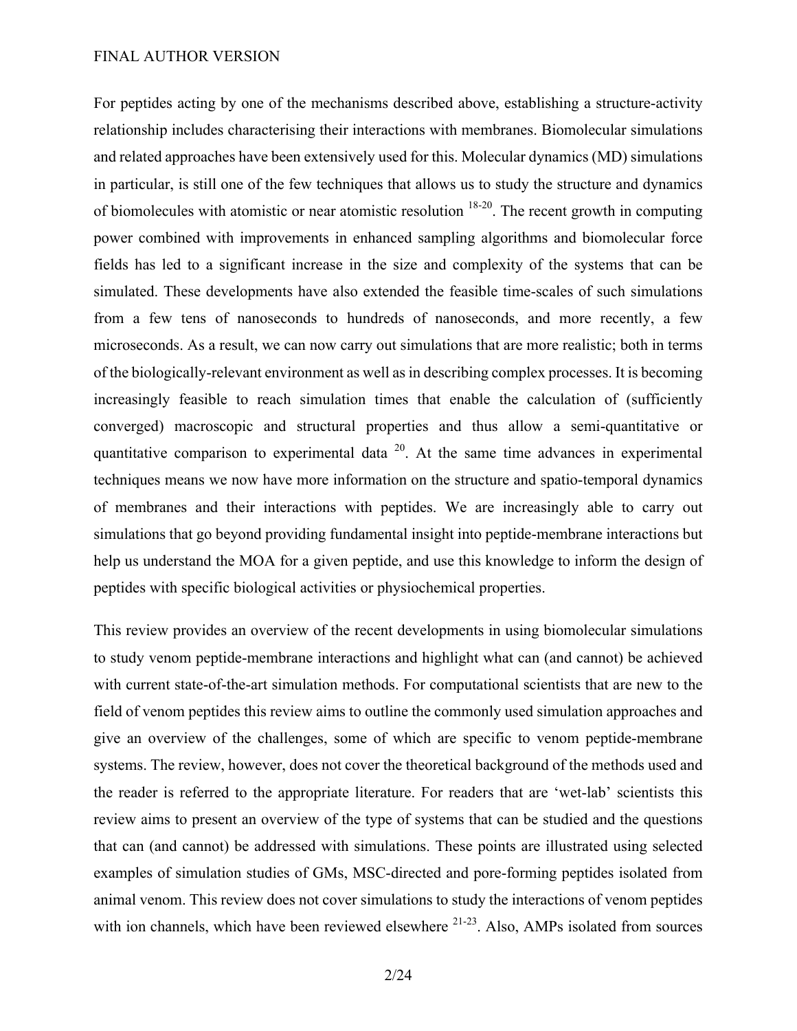For peptides acting by one of the mechanisms described above, establishing a structure-activity relationship includes characterising their interactions with membranes. Biomolecular simulations and related approaches have been extensively used for this. Molecular dynamics (MD) simulations in particular, is still one of the few techniques that allows us to study the structure and dynamics of biomolecules with atomistic or near atomistic resolution [18-20]. The recent growth in computing power combined with improvements in enhanced sampling algorithms and biomolecular force fields has led to a significant increase in the size and complexity of the systems that can be simulated. These developments have also extended the feasible time-scales of such simulations from a few tens of nanoseconds to hundreds of nanoseconds, and more recently, a few microseconds. As a result, we can now carry out simulations that are more realistic; both in terms of the biologically-relevant environment as well as in describing complex processes. It is becoming increasingly feasible to reach simulation times that enable the calculation of (sufficiently converged) macroscopic and structural properties and thus allow a semi-quantitative or quantitative comparison to experimental data [20]. At the same time advances in experimental techniques means we now have more information on the structure and spatio-temporal dynamics of membranes and their interactions with peptides. We are increasingly able to carry out simulations that go beyond providing fundamental insight into peptide-membrane interactions but help us understand the MOA for a given peptide, and use this knowledge to inform the design of peptides with specific biological activities or physiochemical properties.

This review provides an overview of the recent developments in using biomolecular simulations to study venom peptide-membrane interactions and highlight what can (and cannot) be achieved with current state-of-the-art simulation methods. For computational scientists that are new to the field of venom peptides this review aims to outline the commonly used simulation approaches and give an overview of the challenges, some of which are specific to venom peptide-membrane systems. The review, however, does not cover the theoretical background of the methods used and the reader is referred to the appropriate literature. For readers that are 'wet-lab' scientists this review aims to present an overview of the type of systems that can be studied and the questions that can (and cannot) be addressed with simulations. These points are illustrated using selected examples of simulation studies of GMs, MSC-directed and pore-forming peptides isolated from animal venom. This review does not cover simulations to study the interactions of venom peptides with ion channels, which have been reviewed elsewhere [21-23]. Also, AMPs isolated from sources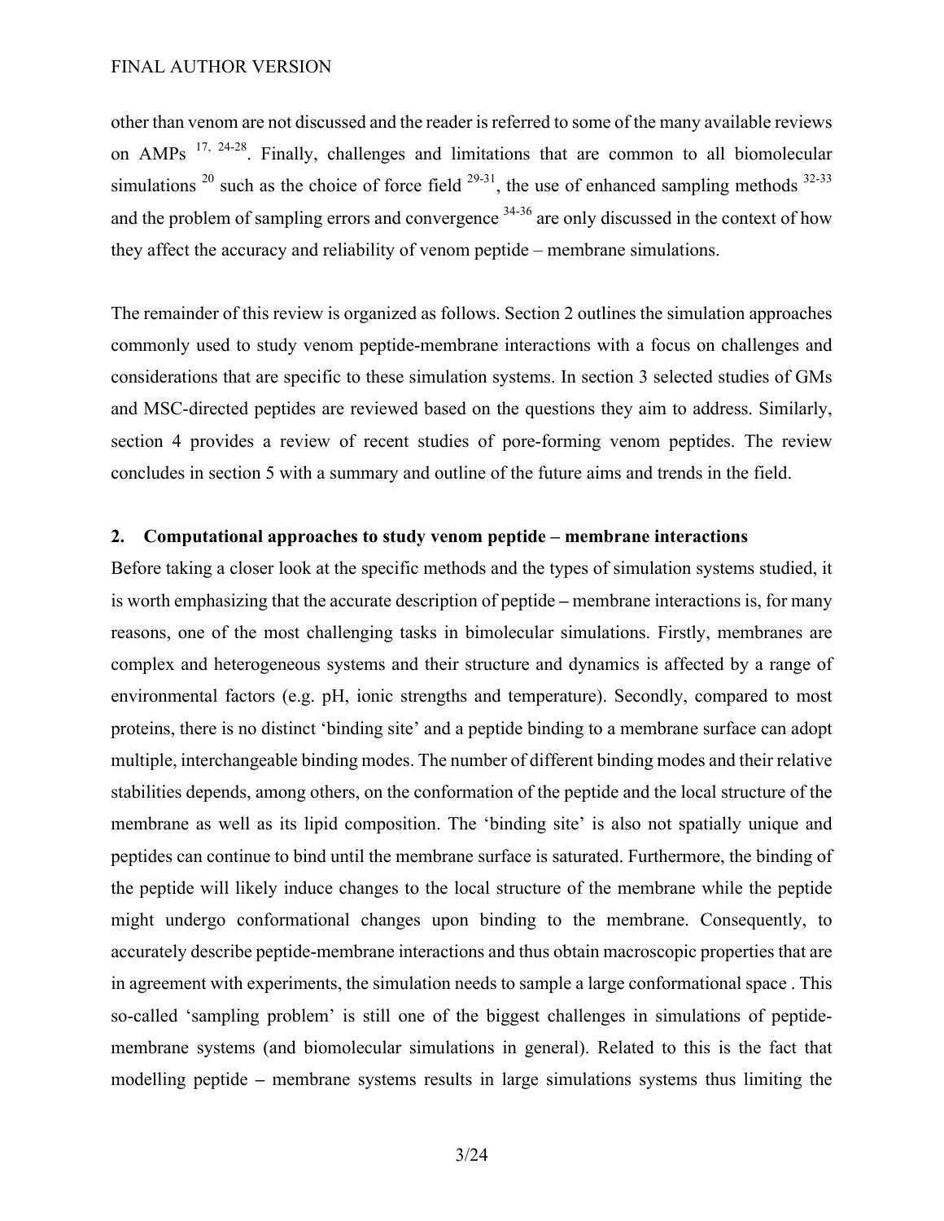other than venom are not discussed and the reader is referred to some of the many available reviews on AMPs [17, 24-28]. Finally, challenges and limitations that are common to all biomolecular simulations [20] such as the choice of force field [29-31], the use of enhanced sampling methods [32-33] and the problem of sampling errors and convergence [34-36] are only discussed in the context of how they affect the accuracy and reliability of venom peptide – membrane simulations.

The remainder of this review is organized as follows. Section 2 outlines the simulation approaches commonly used to study venom peptide-membrane interactions with a focus on challenges and considerations that are specific to these simulation systems. In section 3 selected studies of GMs and MSC-directed peptides are reviewed based on the questions they aim to address. Similarly, section 4 provides a review of recent studies of pore-forming venom peptides. The review concludes in section 5 with a summary and outline of the future aims and trends in the field.

## 2. Computational approaches to study venom peptide – membrane interactions

Before taking a closer look at the specific methods and the types of simulation systems studied, it is worth emphasizing that the accurate description of peptide **–** membrane interactions is, for many reasons, one of the most challenging tasks in bimolecular simulations. Firstly, membranes are complex and heterogeneous systems and their structure and dynamics is affected by a range of environmental factors (e.g. pH, ionic strengths and temperature). Secondly, compared to most proteins, there is no distinct 'binding site' and a peptide binding to a membrane surface can adopt multiple, interchangeable binding modes. The number of different binding modes and their relative stabilities depends, among others, on the conformation of the peptide and the local structure of the membrane as well as its lipid composition. The 'binding site' is also not spatially unique and peptides can continue to bind until the membrane surface is saturated. Furthermore, the binding of the peptide will likely induce changes to the local structure of the membrane while the peptide might undergo conformational changes upon binding to the membrane. Consequently, to accurately describe peptide-membrane interactions and thus obtain macroscopic properties that are in agreement with experiments, the simulation needs to sample a large conformational space . This so-called 'sampling problem' is still one of the biggest challenges in simulations of peptide-membrane systems (and biomolecular simulations in general). Related to this is the fact that modelling peptide **–** membrane systems results in large simulations systems thus limiting the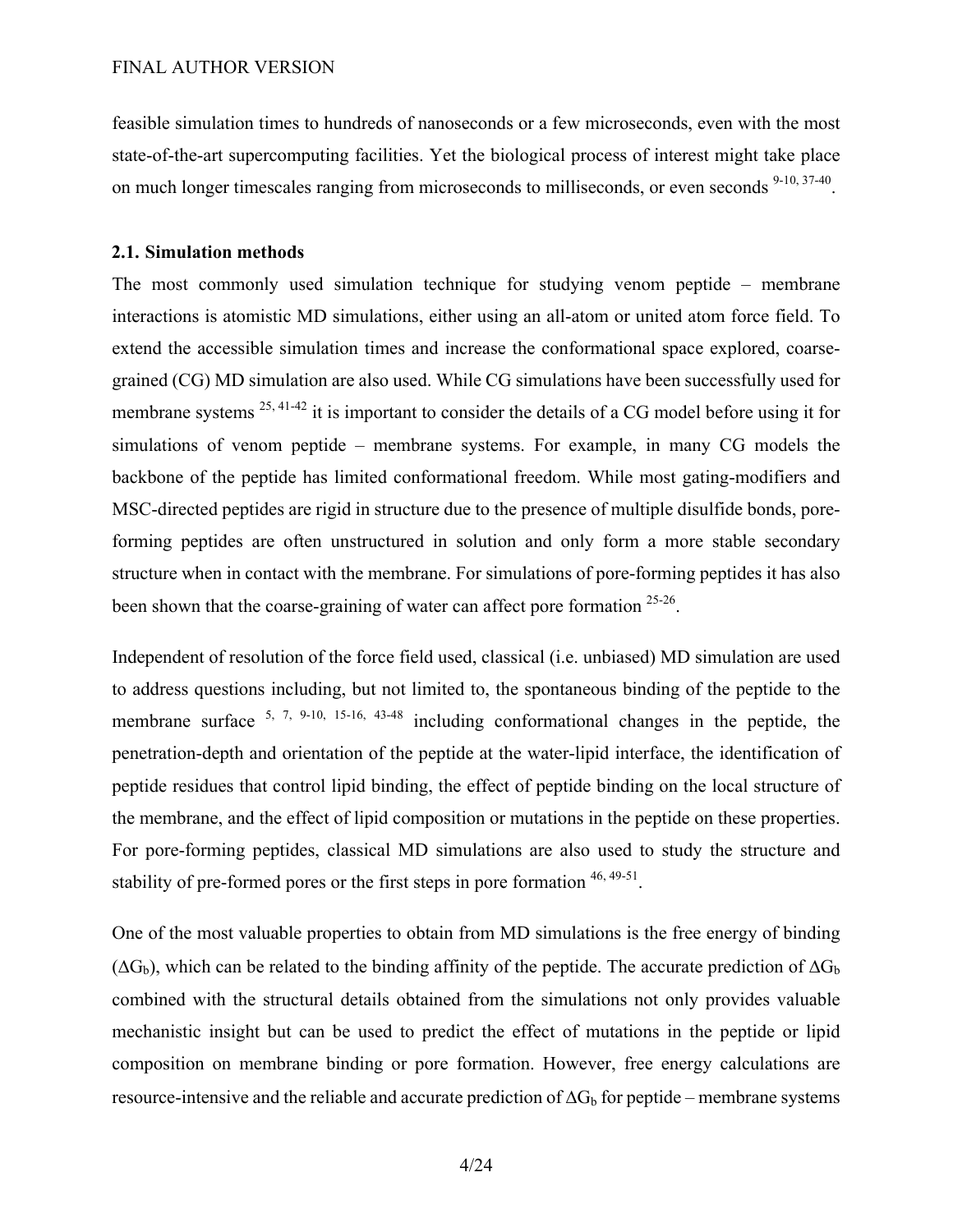feasible simulation times to hundreds of nanoseconds or a few microseconds, even with the most state-of-the-art supercomputing facilities. Yet the biological process of interest might take place on much longer timescales ranging from microseconds to milliseconds, or even seconds [9-10, 37-40].

### 2.1. Simulation methods

The most commonly used simulation technique for studying venom peptide – membrane interactions is atomistic MD simulations, either using an all-atom or united atom force field. To extend the accessible simulation times and increase the conformational space explored, coarse-grained (CG) MD simulation are also used. While CG simulations have been successfully used for membrane systems [25, 41-42] it is important to consider the details of a CG model before using it for simulations of venom peptide – membrane systems. For example, in many CG models the backbone of the peptide has limited conformational freedom. While most gating-modifiers and MSC-directed peptides are rigid in structure due to the presence of multiple disulfide bonds, pore-forming peptides are often unstructured in solution and only form a more stable secondary structure when in contact with the membrane. For simulations of pore-forming peptides it has also been shown that the coarse-graining of water can affect pore formation [25-26].

Independent of resolution of the force field used, classical (i.e. unbiased) MD simulation are used to address questions including, but not limited to, the spontaneous binding of the peptide to the membrane surface [5, 7, 9-10, 15-16, 43-48] including conformational changes in the peptide, the penetration-depth and orientation of the peptide at the water-lipid interface, the identification of peptide residues that control lipid binding, the effect of peptide binding on the local structure of the membrane, and the effect of lipid composition or mutations in the peptide on these properties. For pore-forming peptides, classical MD simulations are also used to study the structure and stability of pre-formed pores or the first steps in pore formation [46, 49-51].

One of the most valuable properties to obtain from MD simulations is the free energy of binding ($\Delta G_b$), which can be related to the binding affinity of the peptide. The accurate prediction of $\Delta G_b$ combined with the structural details obtained from the simulations not only provides valuable mechanistic insight but can be used to predict the effect of mutations in the peptide or lipid composition on membrane binding or pore formation. However, free energy calculations are resource-intensive and the reliable and accurate prediction of $\Delta G_b$ for peptide – membrane systems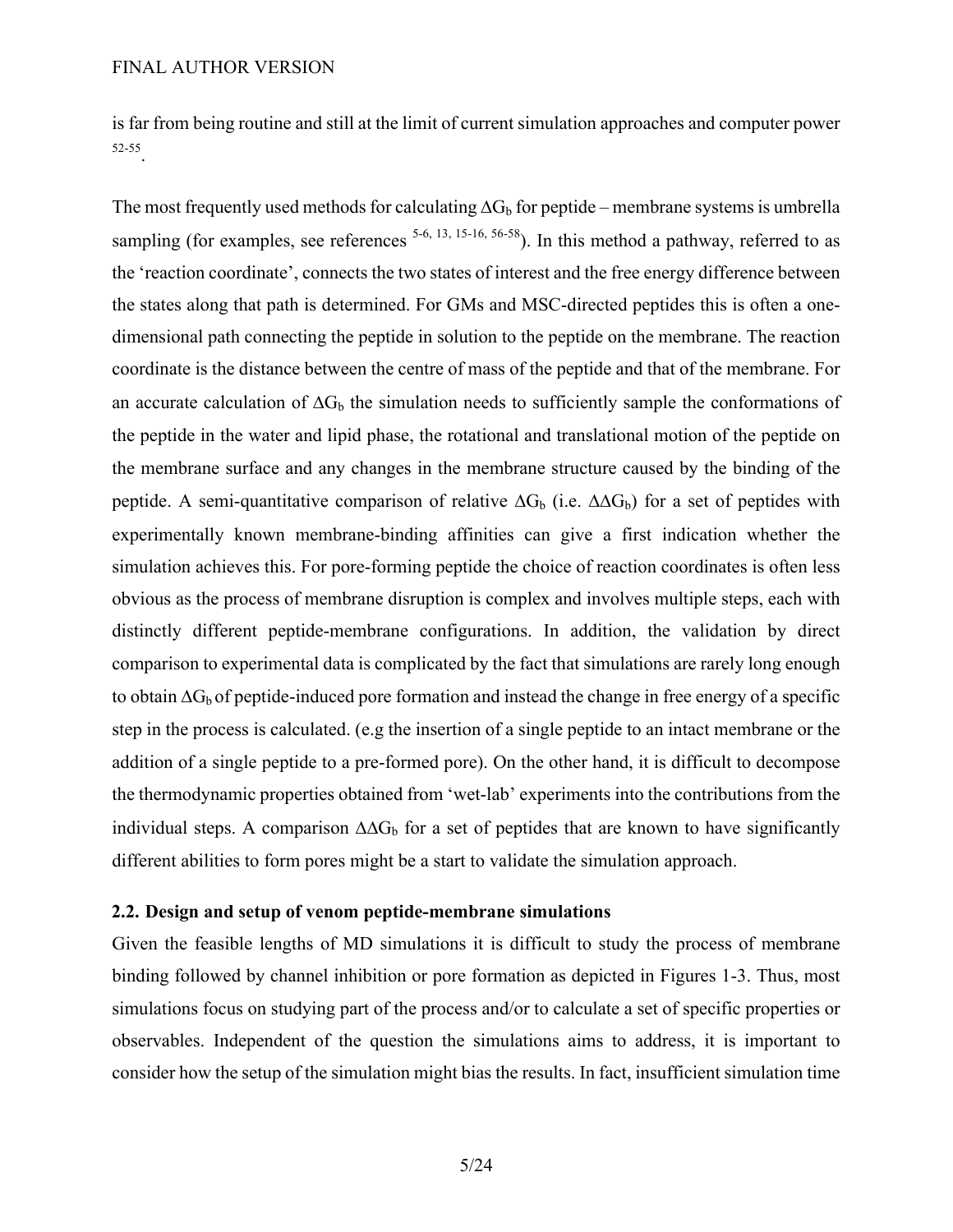is far from being routine and still at the limit of current simulation approaches and computer power [52-55].

The most frequently used methods for calculating $\Delta G_b$ for peptide – membrane systems is umbrella sampling (for examples, see references [5-6, 13, 15-16, 56-58]). In this method a pathway, referred to as the 'reaction coordinate', connects the two states of interest and the free energy difference between the states along that path is determined. For GMs and MSC-directed peptides this is often a one-dimensional path connecting the peptide in solution to the peptide on the membrane. The reaction coordinate is the distance between the centre of mass of the peptide and that of the membrane. For an accurate calculation of $\Delta G_b$ the simulation needs to sufficiently sample the conformations of the peptide in the water and lipid phase, the rotational and translational motion of the peptide on the membrane surface and any changes in the membrane structure caused by the binding of the peptide. A semi-quantitative comparison of relative $\Delta G_b$ (i.e. $\Delta\Delta G_b$) for a set of peptides with experimentally known membrane-binding affinities can give a first indication whether the simulation achieves this. For pore-forming peptide the choice of reaction coordinates is often less obvious as the process of membrane disruption is complex and involves multiple steps, each with distinctly different peptide-membrane configurations. In addition, the validation by direct comparison to experimental data is complicated by the fact that simulations are rarely long enough to obtain $\Delta G_b$ of peptide-induced pore formation and instead the change in free energy of a specific step in the process is calculated. (e.g the insertion of a single peptide to an intact membrane or the addition of a single peptide to a pre-formed pore). On the other hand, it is difficult to decompose the thermodynamic properties obtained from 'wet-lab' experiments into the contributions from the individual steps. A comparison $\Delta\Delta G_b$ for a set of peptides that are known to have significantly different abilities to form pores might be a start to validate the simulation approach.

### 2.2. Design and setup of venom peptide-membrane simulations

Given the feasible lengths of MD simulations it is difficult to study the process of membrane binding followed by channel inhibition or pore formation as depicted in Figures 1-3. Thus, most simulations focus on studying part of the process and/or to calculate a set of specific properties or observables. Independent of the question the simulations aims to address, it is important to consider how the setup of the simulation might bias the results. In fact, insufficient simulation time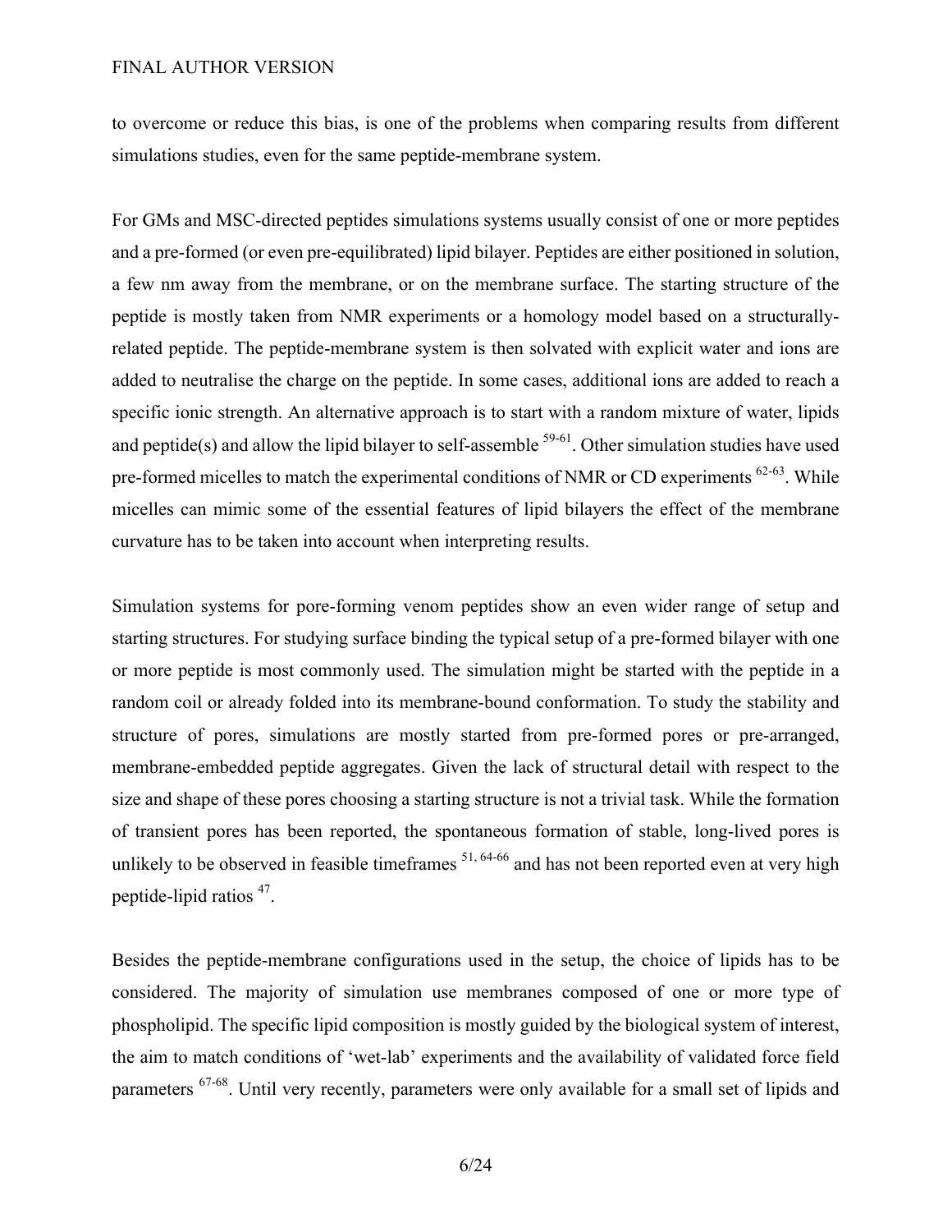to overcome or reduce this bias, is one of the problems when comparing results from different simulations studies, even for the same peptide-membrane system.

For GMs and MSC-directed peptides simulations systems usually consist of one or more peptides and a pre-formed (or even pre-equilibrated) lipid bilayer. Peptides are either positioned in solution, a few nm away from the membrane, or on the membrane surface. The starting structure of the peptide is mostly taken from NMR experiments or a homology model based on a structurally-related peptide. The peptide-membrane system is then solvated with explicit water and ions are added to neutralise the charge on the peptide. In some cases, additional ions are added to reach a specific ionic strength. An alternative approach is to start with a random mixture of water, lipids and peptide(s) and allow the lipid bilayer to self-assemble [59-61]. Other simulation studies have used pre-formed micelles to match the experimental conditions of NMR or CD experiments [62-63]. While micelles can mimic some of the essential features of lipid bilayers the effect of the membrane curvature has to be taken into account when interpreting results.

Simulation systems for pore-forming venom peptides show an even wider range of setup and starting structures. For studying surface binding the typical setup of a pre-formed bilayer with one or more peptide is most commonly used. The simulation might be started with the peptide in a random coil or already folded into its membrane-bound conformation. To study the stability and structure of pores, simulations are mostly started from pre-formed pores or pre-arranged, membrane-embedded peptide aggregates. Given the lack of structural detail with respect to the size and shape of these pores choosing a starting structure is not a trivial task. While the formation of transient pores has been reported, the spontaneous formation of stable, long-lived pores is unlikely to be observed in feasible timeframes [51, 64-66] and has not been reported even at very high peptide-lipid ratios [47].

Besides the peptide-membrane configurations used in the setup, the choice of lipids has to be considered. The majority of simulation use membranes composed of one or more type of phospholipid. The specific lipid composition is mostly guided by the biological system of interest, the aim to match conditions of 'wet-lab' experiments and the availability of validated force field parameters [67-68]. Until very recently, parameters were only available for a small set of lipids and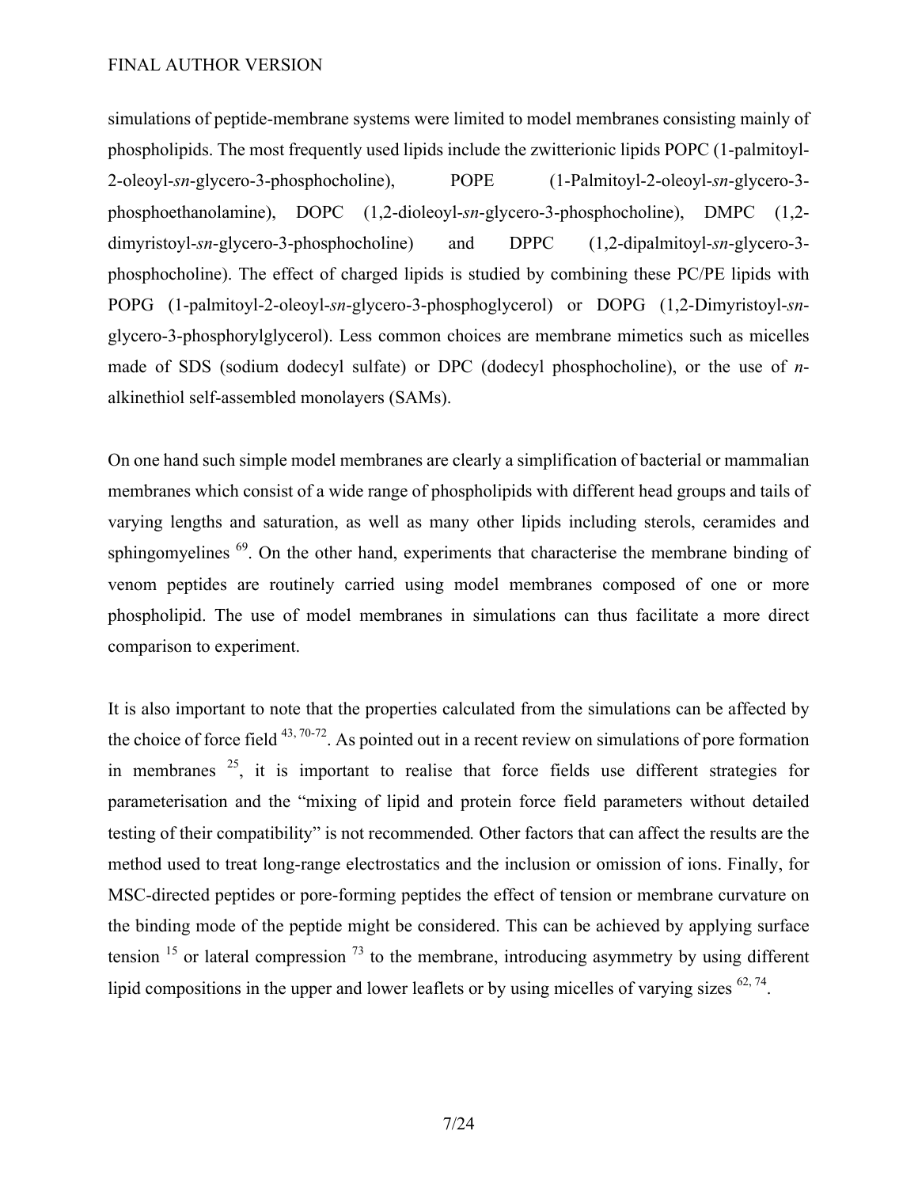simulations of peptide-membrane systems were limited to model membranes consisting mainly of phospholipids. The most frequently used lipids include the zwitterionic lipids POPC (1-palmitoyl-2-oleoyl-*sn*-glycero-3-phosphocholine), POPE (1-Palmitoyl-2-oleoyl-*sn*-glycero-3-phosphoethanolamine), DOPC (1,2-dioleoyl-*sn*-glycero-3-phosphocholine), DMPC (1,2-dimyristoyl-*sn*-glycero-3-phosphocholine) and DPPC (1,2-dipalmitoyl-*sn*-glycero-3-phosphocholine). The effect of charged lipids is studied by combining these PC/PE lipids with POPG (1-palmitoyl-2-oleoyl-*sn*-glycero-3-phosphoglycerol) or DOPG (1,2-Dimyristoyl-*sn*-glycero-3-phosphorylglycerol). Less common choices are membrane mimetics such as micelles made of SDS (sodium dodecyl sulfate) or DPC (dodecyl phosphocholine), or the use of *n*-alkinethiol self-assembled monolayers (SAMs).

On one hand such simple model membranes are clearly a simplification of bacterial or mammalian membranes which consist of a wide range of phospholipids with different head groups and tails of varying lengths and saturation, as well as many other lipids including sterols, ceramides and sphingomyelines [69]. On the other hand, experiments that characterise the membrane binding of venom peptides are routinely carried using model membranes composed of one or more phospholipid. The use of model membranes in simulations can thus facilitate a more direct comparison to experiment.

It is also important to note that the properties calculated from the simulations can be affected by the choice of force field [43, 70-72]. As pointed out in a recent review on simulations of pore formation in membranes [25], it is important to realise that force fields use different strategies for parameterisation and the "mixing of lipid and protein force field parameters without detailed testing of their compatibility" is not recommended*.* Other factors that can affect the results are the method used to treat long-range electrostatics and the inclusion or omission of ions. Finally, for MSC-directed peptides or pore-forming peptides the effect of tension or membrane curvature on the binding mode of the peptide might be considered. This can be achieved by applying surface tension [15] or lateral compression [73] to the membrane, introducing asymmetry by using different lipid compositions in the upper and lower leaflets or by using micelles of varying sizes [62, 74].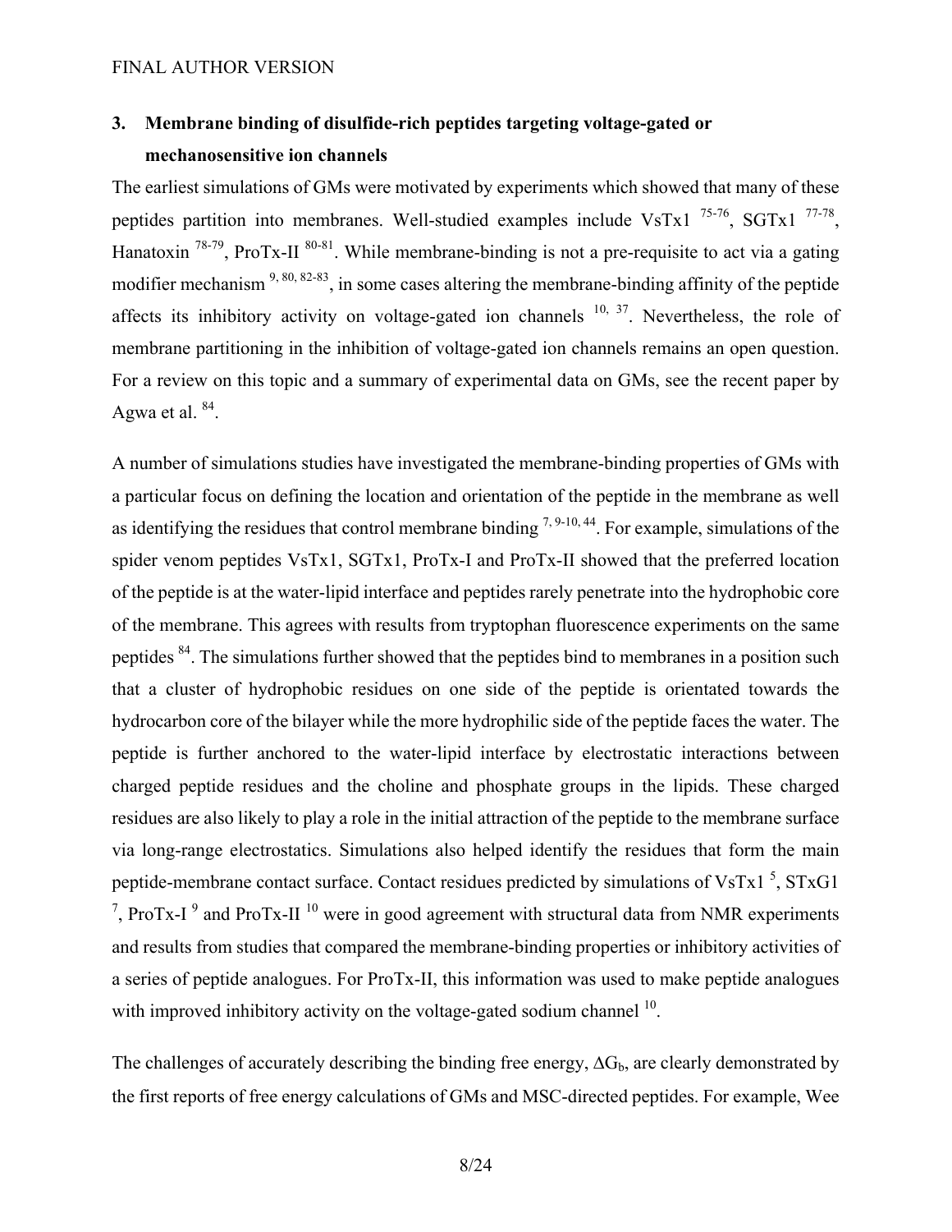## 3. Membrane binding of disulfide-rich peptides targeting voltage-gated or mechanosensitive ion channels

The earliest simulations of GMs were motivated by experiments which showed that many of these peptides partition into membranes. Well-studied examples include VsTx1 [75-76], SGTx1 [77-78], Hanatoxin [78-79], ProTx-II [80-81]. While membrane-binding is not a pre-requisite to act via a gating modifier mechanism [9, 80, 82-83], in some cases altering the membrane-binding affinity of the peptide affects its inhibitory activity on voltage-gated ion channels [10, 37]. Nevertheless, the role of membrane partitioning in the inhibition of voltage-gated ion channels remains an open question. For a review on this topic and a summary of experimental data on GMs, see the recent paper by Agwa et al. [84].

A number of simulations studies have investigated the membrane-binding properties of GMs with a particular focus on defining the location and orientation of the peptide in the membrane as well as identifying the residues that control membrane binding [7, 9-10, 44]. For example, simulations of the spider venom peptides VsTx1, SGTx1, ProTx-I and ProTx-II showed that the preferred location of the peptide is at the water-lipid interface and peptides rarely penetrate into the hydrophobic core of the membrane. This agrees with results from tryptophan fluorescence experiments on the same peptides [84]. The simulations further showed that the peptides bind to membranes in a position such that a cluster of hydrophobic residues on one side of the peptide is orientated towards the hydrocarbon core of the bilayer while the more hydrophilic side of the peptide faces the water. The peptide is further anchored to the water-lipid interface by electrostatic interactions between charged peptide residues and the choline and phosphate groups in the lipids. These charged residues are also likely to play a role in the initial attraction of the peptide to the membrane surface via long-range electrostatics. Simulations also helped identify the residues that form the main peptide-membrane contact surface. Contact residues predicted by simulations of VsTx1 [5], STxG1 [7], ProTx-I [9] and ProTx-II [10] were in good agreement with structural data from NMR experiments and results from studies that compared the membrane-binding properties or inhibitory activities of a series of peptide analogues. For ProTx-II, this information was used to make peptide analogues with improved inhibitory activity on the voltage-gated sodium channel [10].

The challenges of accurately describing the binding free energy, $\Delta G_b$, are clearly demonstrated by the first reports of free energy calculations of GMs and MSC-directed peptides. For example, Wee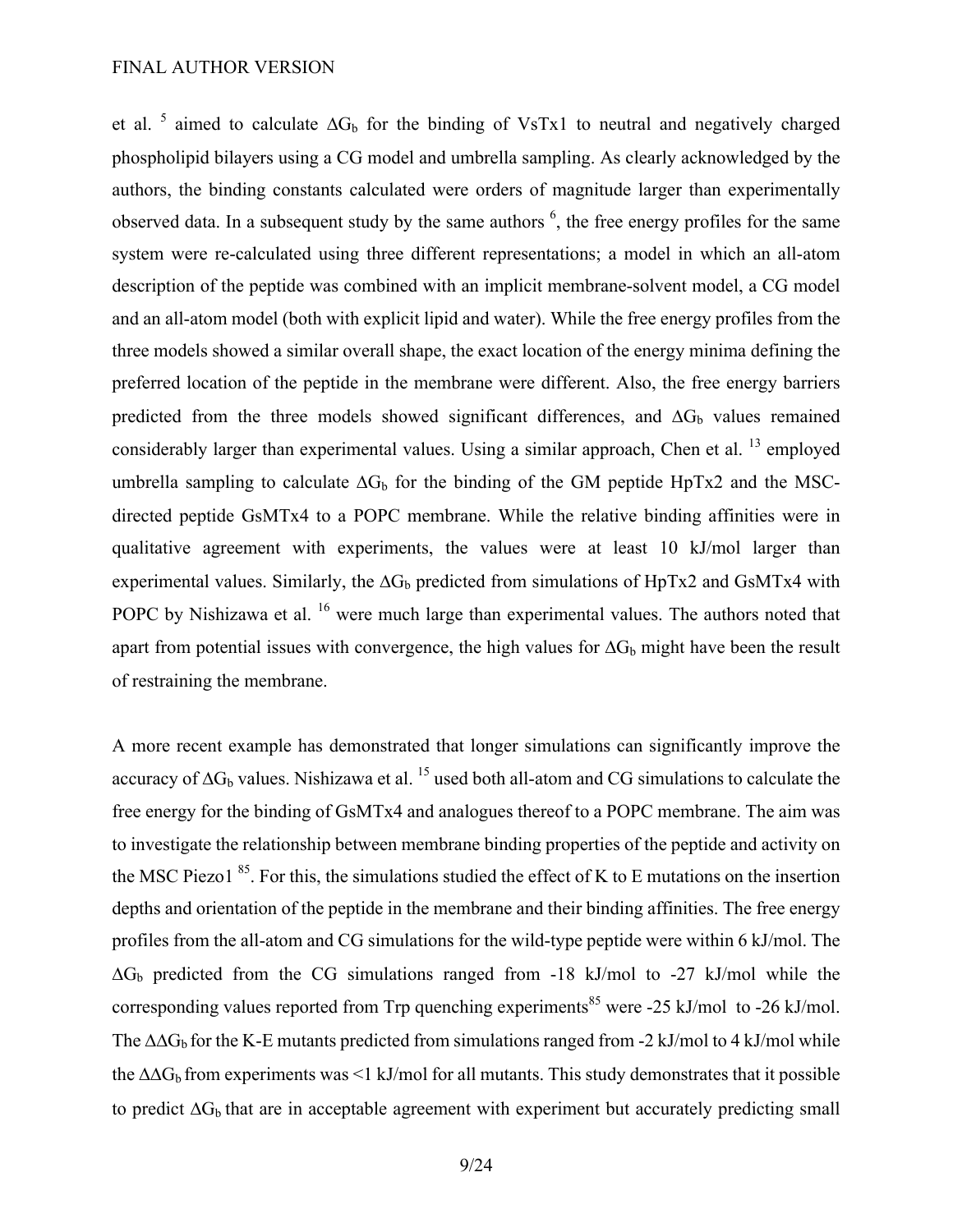et al. [5] aimed to calculate $\Delta G_b$ for the binding of VsTx1 to neutral and negatively charged phospholipid bilayers using a CG model and umbrella sampling. As clearly acknowledged by the authors, the binding constants calculated were orders of magnitude larger than experimentally observed data. In a subsequent study by the same authors [6], the free energy profiles for the same system were re-calculated using three different representations; a model in which an all-atom description of the peptide was combined with an implicit membrane-solvent model, a CG model and an all-atom model (both with explicit lipid and water). While the free energy profiles from the three models showed a similar overall shape, the exact location of the energy minima defining the preferred location of the peptide in the membrane were different. Also, the free energy barriers predicted from the three models showed significant differences, and $\Delta G_b$ values remained considerably larger than experimental values. Using a similar approach, Chen et al. [13] employed umbrella sampling to calculate $\Delta G_b$ for the binding of the GM peptide HpTx2 and the MSC-directed peptide GsMTx4 to a POPC membrane. While the relative binding affinities were in qualitative agreement with experiments, the values were at least 10 kJ/mol larger than experimental values. Similarly, the $\Delta G_b$ predicted from simulations of HpTx2 and GsMTx4 with POPC by Nishizawa et al. [16] were much large than experimental values. The authors noted that apart from potential issues with convergence, the high values for $\Delta G_b$ might have been the result of restraining the membrane.

A more recent example has demonstrated that longer simulations can significantly improve the accuracy of $\Delta G_b$ values. Nishizawa et al. [15] used both all-atom and CG simulations to calculate the free energy for the binding of GsMTx4 and analogues thereof to a POPC membrane. The aim was to investigate the relationship between membrane binding properties of the peptide and activity on the MSC Piezo1 [85]. For this, the simulations studied the effect of K to E mutations on the insertion depths and orientation of the peptide in the membrane and their binding affinities. The free energy profiles from the all-atom and CG simulations for the wild-type peptide were within 6 kJ/mol. The $\Delta G_b$ predicted from the CG simulations ranged from -18 kJ/mol to -27 kJ/mol while the corresponding values reported from Trp quenching experiments[85] were -25 kJ/mol to -26 kJ/mol. The $\Delta\Delta G_b$ for the K-E mutants predicted from simulations ranged from -2 kJ/mol to 4 kJ/mol while the $\Delta\Delta G_b$ from experiments was <1 kJ/mol for all mutants. This study demonstrates that it possible to predict $\Delta G_b$ that are in acceptable agreement with experiment but accurately predicting small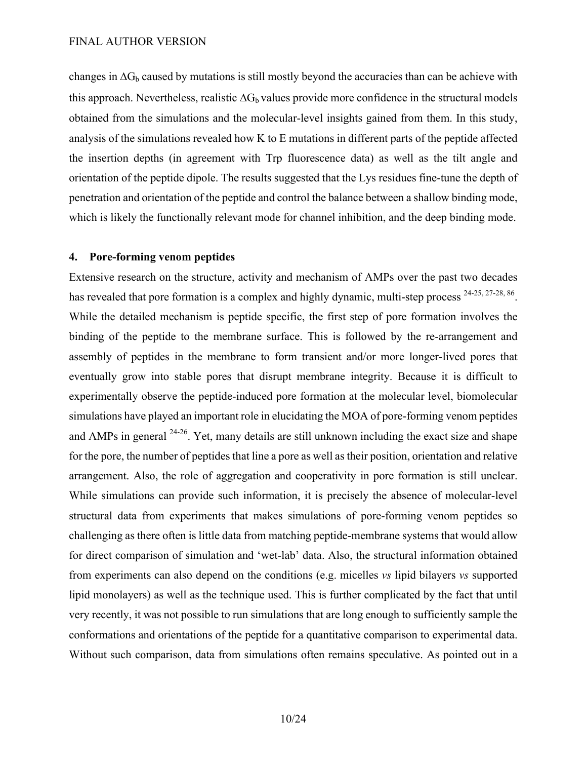changes in $\Delta G_b$ caused by mutations is still mostly beyond the accuracies than can be achieve with this approach. Nevertheless, realistic $\Delta G_b$ values provide more confidence in the structural models obtained from the simulations and the molecular-level insights gained from them. In this study, analysis of the simulations revealed how K to E mutations in different parts of the peptide affected the insertion depths (in agreement with Trp fluorescence data) as well as the tilt angle and orientation of the peptide dipole. The results suggested that the Lys residues fine-tune the depth of penetration and orientation of the peptide and control the balance between a shallow binding mode, which is likely the functionally relevant mode for channel inhibition, and the deep binding mode.

## 4. Pore-forming venom peptides

Extensive research on the structure, activity and mechanism of AMPs over the past two decades has revealed that pore formation is a complex and highly dynamic, multi-step process [24-25, 27-28, 86]. While the detailed mechanism is peptide specific, the first step of pore formation involves the binding of the peptide to the membrane surface. This is followed by the re-arrangement and assembly of peptides in the membrane to form transient and/or more longer-lived pores that eventually grow into stable pores that disrupt membrane integrity. Because it is difficult to experimentally observe the peptide-induced pore formation at the molecular level, biomolecular simulations have played an important role in elucidating the MOA of pore-forming venom peptides and AMPs in general [24-26]. Yet, many details are still unknown including the exact size and shape for the pore, the number of peptides that line a pore as well as their position, orientation and relative arrangement. Also, the role of aggregation and cooperativity in pore formation is still unclear. While simulations can provide such information, it is precisely the absence of molecular-level structural data from experiments that makes simulations of pore-forming venom peptides so challenging as there often is little data from matching peptide-membrane systems that would allow for direct comparison of simulation and 'wet-lab' data. Also, the structural information obtained from experiments can also depend on the conditions (e.g. micelles *vs* lipid bilayers *vs* supported lipid monolayers) as well as the technique used. This is further complicated by the fact that until very recently, it was not possible to run simulations that are long enough to sufficiently sample the conformations and orientations of the peptide for a quantitative comparison to experimental data. Without such comparison, data from simulations often remains speculative. As pointed out in a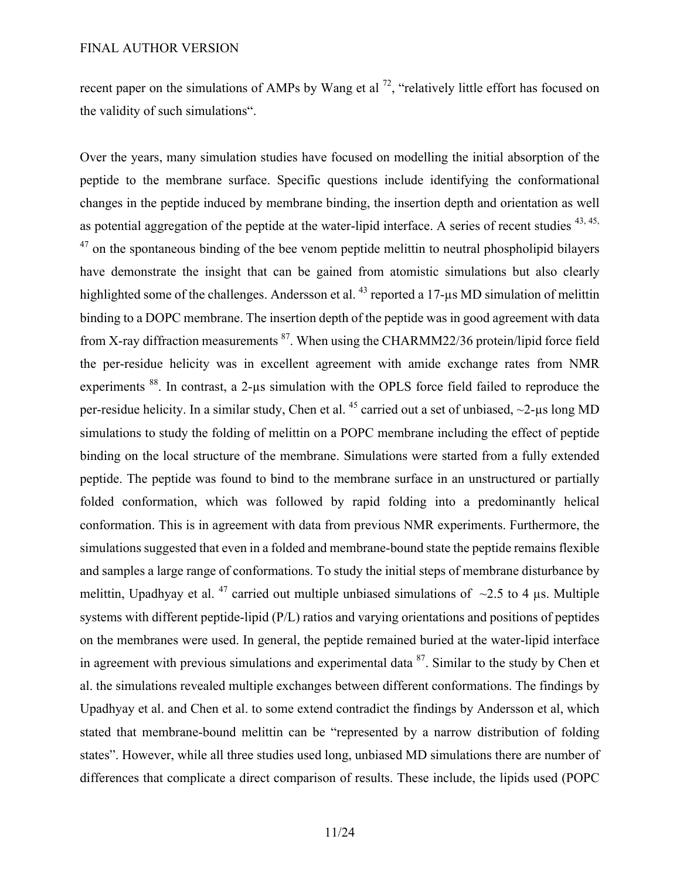recent paper on the simulations of AMPs by Wang et al [72], "relatively little effort has focused on the validity of such simulations".

Over the years, many simulation studies have focused on modelling the initial absorption of the peptide to the membrane surface. Specific questions include identifying the conformational changes in the peptide induced by membrane binding, the insertion depth and orientation as well as potential aggregation of the peptide at the water-lipid interface. A series of recent studies [43, 45, 47] on the spontaneous binding of the bee venom peptide melittin to neutral phospholipid bilayers have demonstrate the insight that can be gained from atomistic simulations but also clearly highlighted some of the challenges. Andersson et al. [43] reported a 17-µs MD simulation of melittin binding to a DOPC membrane. The insertion depth of the peptide was in good agreement with data from X-ray diffraction measurements [87]. When using the CHARMM22/36 protein/lipid force field the per-residue helicity was in excellent agreement with amide exchange rates from NMR experiments [88]. In contrast, a 2-µs simulation with the OPLS force field failed to reproduce the per-residue helicity. In a similar study, Chen et al. [45] carried out a set of unbiased, ~2-µs long MD simulations to study the folding of melittin on a POPC membrane including the effect of peptide binding on the local structure of the membrane. Simulations were started from a fully extended peptide. The peptide was found to bind to the membrane surface in an unstructured or partially folded conformation, which was followed by rapid folding into a predominantly helical conformation. This is in agreement with data from previous NMR experiments. Furthermore, the simulations suggested that even in a folded and membrane-bound state the peptide remains flexible and samples a large range of conformations. To study the initial steps of membrane disturbance by melittin, Upadhyay et al. [47] carried out multiple unbiased simulations of ~2.5 to 4 µs. Multiple systems with different peptide-lipid (P/L) ratios and varying orientations and positions of peptides on the membranes were used. In general, the peptide remained buried at the water-lipid interface in agreement with previous simulations and experimental data [87]. Similar to the study by Chen et al. the simulations revealed multiple exchanges between different conformations. The findings by Upadhyay et al. and Chen et al. to some extend contradict the findings by Andersson et al, which stated that membrane-bound melittin can be "represented by a narrow distribution of folding states". However, while all three studies used long, unbiased MD simulations there are number of differences that complicate a direct comparison of results. These include, the lipids used (POPC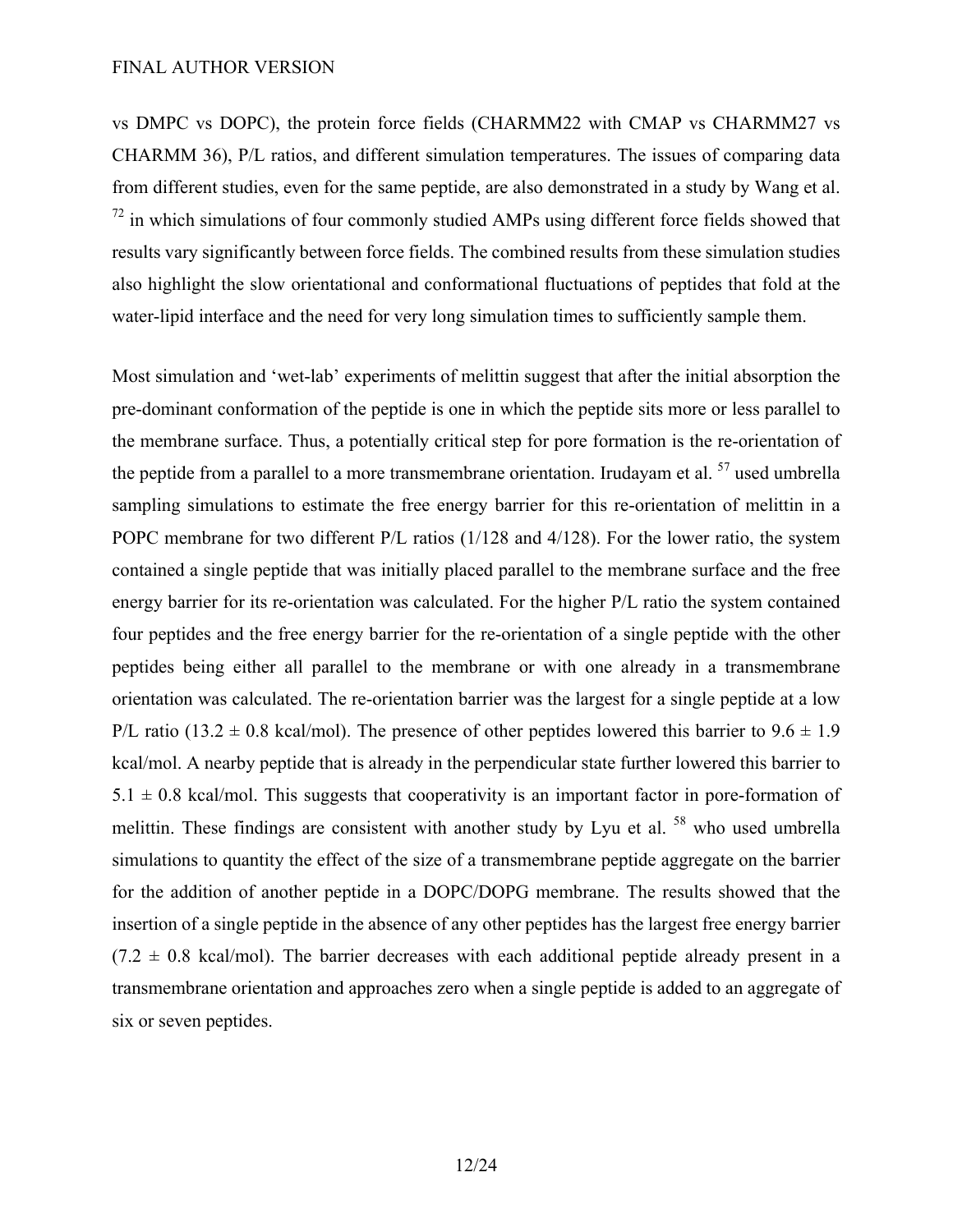vs DMPC vs DOPC), the protein force fields (CHARMM22 with CMAP vs CHARMM27 vs CHARMM 36), P/L ratios, and different simulation temperatures. The issues of comparing data from different studies, even for the same peptide, are also demonstrated in a study by Wang et al. [72] in which simulations of four commonly studied AMPs using different force fields showed that results vary significantly between force fields. The combined results from these simulation studies also highlight the slow orientational and conformational fluctuations of peptides that fold at the water-lipid interface and the need for very long simulation times to sufficiently sample them.

Most simulation and 'wet-lab' experiments of melittin suggest that after the initial absorption the pre-dominant conformation of the peptide is one in which the peptide sits more or less parallel to the membrane surface. Thus, a potentially critical step for pore formation is the re-orientation of the peptide from a parallel to a more transmembrane orientation. Irudayam et al. [57] used umbrella sampling simulations to estimate the free energy barrier for this re-orientation of melittin in a POPC membrane for two different P/L ratios (1/128 and 4/128). For the lower ratio, the system contained a single peptide that was initially placed parallel to the membrane surface and the free energy barrier for its re-orientation was calculated. For the higher P/L ratio the system contained four peptides and the free energy barrier for the re-orientation of a single peptide with the other peptides being either all parallel to the membrane or with one already in a transmembrane orientation was calculated. The re-orientation barrier was the largest for a single peptide at a low P/L ratio ($13.2 \pm 0.8$ kcal/mol). The presence of other peptides lowered this barrier to $9.6 \pm 1.9$ kcal/mol. A nearby peptide that is already in the perpendicular state further lowered this barrier to $5.1 \pm 0.8$ kcal/mol. This suggests that cooperativity is an important factor in pore-formation of melittin. These findings are consistent with another study by Lyu et al. [58] who used umbrella simulations to quantity the effect of the size of a transmembrane peptide aggregate on the barrier for the addition of another peptide in a DOPC/DOPG membrane. The results showed that the insertion of a single peptide in the absence of any other peptides has the largest free energy barrier ($7.2 \pm 0.8$ kcal/mol). The barrier decreases with each additional peptide already present in a transmembrane orientation and approaches zero when a single peptide is added to an aggregate of six or seven peptides.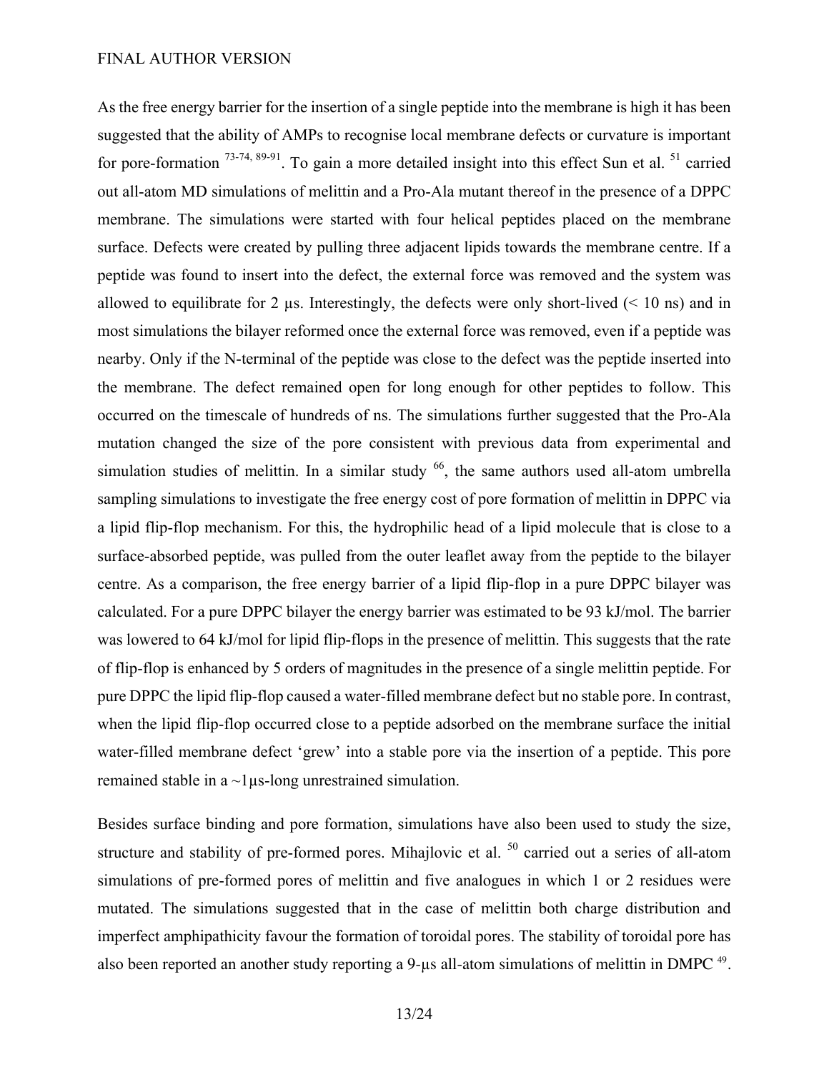As the free energy barrier for the insertion of a single peptide into the membrane is high it has been suggested that the ability of AMPs to recognise local membrane defects or curvature is important for pore-formation [73-74, 89-91]. To gain a more detailed insight into this effect Sun et al. [51] carried out all-atom MD simulations of melittin and a Pro-Ala mutant thereof in the presence of a DPPC membrane. The simulations were started with four helical peptides placed on the membrane surface. Defects were created by pulling three adjacent lipids towards the membrane centre. If a peptide was found to insert into the defect, the external force was removed and the system was allowed to equilibrate for 2 μs. Interestingly, the defects were only short-lived (< 10 ns) and in most simulations the bilayer reformed once the external force was removed, even if a peptide was nearby. Only if the N-terminal of the peptide was close to the defect was the peptide inserted into the membrane. The defect remained open for long enough for other peptides to follow. This occurred on the timescale of hundreds of ns. The simulations further suggested that the Pro-Ala mutation changed the size of the pore consistent with previous data from experimental and simulation studies of melittin. In a similar study [66], the same authors used all-atom umbrella sampling simulations to investigate the free energy cost of pore formation of melittin in DPPC via a lipid flip-flop mechanism. For this, the hydrophilic head of a lipid molecule that is close to a surface-absorbed peptide, was pulled from the outer leaflet away from the peptide to the bilayer centre. As a comparison, the free energy barrier of a lipid flip-flop in a pure DPPC bilayer was calculated. For a pure DPPC bilayer the energy barrier was estimated to be 93 kJ/mol. The barrier was lowered to 64 kJ/mol for lipid flip-flops in the presence of melittin. This suggests that the rate of flip-flop is enhanced by 5 orders of magnitudes in the presence of a single melittin peptide. For pure DPPC the lipid flip-flop caused a water-filled membrane defect but no stable pore. In contrast, when the lipid flip-flop occurred close to a peptide adsorbed on the membrane surface the initial water-filled membrane defect 'grew' into a stable pore via the insertion of a peptide. This pore remained stable in a ~1μs-long unrestrained simulation.

Besides surface binding and pore formation, simulations have also been used to study the size, structure and stability of pre-formed pores. Mihajlovic et al. [50] carried out a series of all-atom simulations of pre-formed pores of melittin and five analogues in which 1 or 2 residues were mutated. The simulations suggested that in the case of melittin both charge distribution and imperfect amphipathicity favour the formation of toroidal pores. The stability of toroidal pore has also been reported an another study reporting a 9-μs all-atom simulations of melittin in DMPC [49].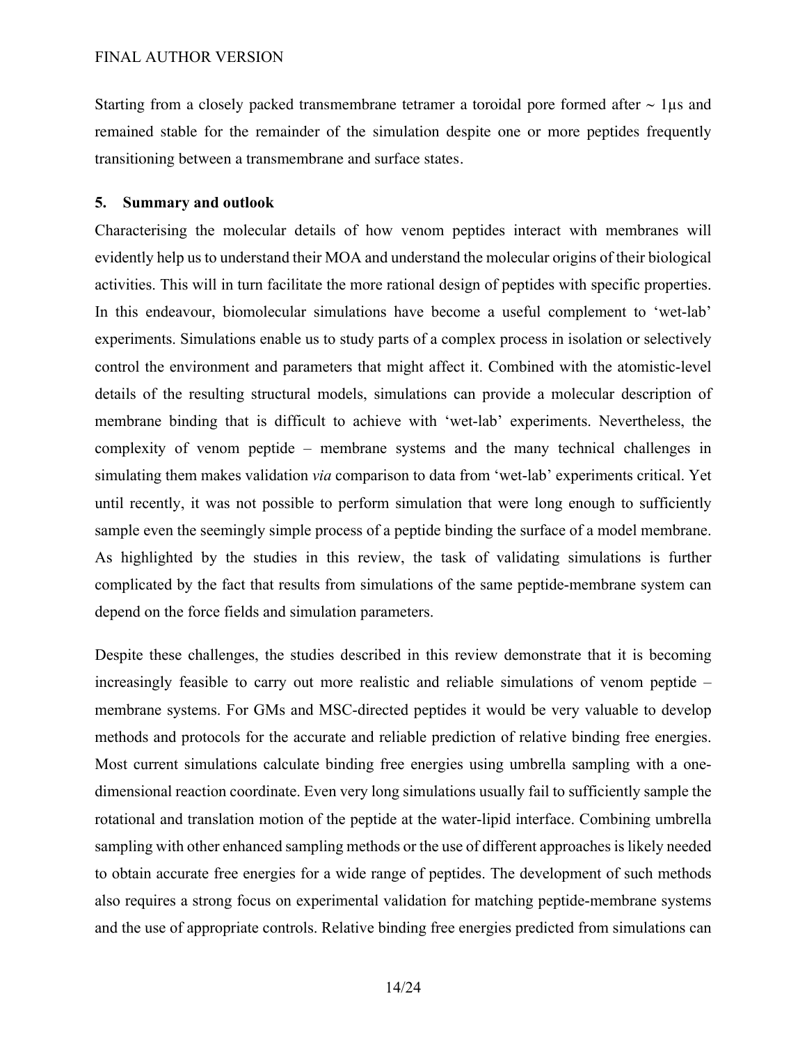Starting from a closely packed transmembrane tetramer a toroidal pore formed after ~ 1μs and remained stable for the remainder of the simulation despite one or more peptides frequently transitioning between a transmembrane and surface states.

## 5. Summary and outlook

Characterising the molecular details of how venom peptides interact with membranes will evidently help us to understand their MOA and understand the molecular origins of their biological activities. This will in turn facilitate the more rational design of peptides with specific properties. In this endeavour, biomolecular simulations have become a useful complement to 'wet-lab' experiments. Simulations enable us to study parts of a complex process in isolation or selectively control the environment and parameters that might affect it. Combined with the atomistic-level details of the resulting structural models, simulations can provide a molecular description of membrane binding that is difficult to achieve with 'wet-lab' experiments. Nevertheless, the complexity of venom peptide – membrane systems and the many technical challenges in simulating them makes validation *via* comparison to data from 'wet-lab' experiments critical. Yet until recently, it was not possible to perform simulation that were long enough to sufficiently sample even the seemingly simple process of a peptide binding the surface of a model membrane. As highlighted by the studies in this review, the task of validating simulations is further complicated by the fact that results from simulations of the same peptide-membrane system can depend on the force fields and simulation parameters.

Despite these challenges, the studies described in this review demonstrate that it is becoming increasingly feasible to carry out more realistic and reliable simulations of venom peptide – membrane systems. For GMs and MSC-directed peptides it would be very valuable to develop methods and protocols for the accurate and reliable prediction of relative binding free energies. Most current simulations calculate binding free energies using umbrella sampling with a one-dimensional reaction coordinate. Even very long simulations usually fail to sufficiently sample the rotational and translation motion of the peptide at the water-lipid interface. Combining umbrella sampling with other enhanced sampling methods or the use of different approaches is likely needed to obtain accurate free energies for a wide range of peptides. The development of such methods also requires a strong focus on experimental validation for matching peptide-membrane systems and the use of appropriate controls. Relative binding free energies predicted from simulations can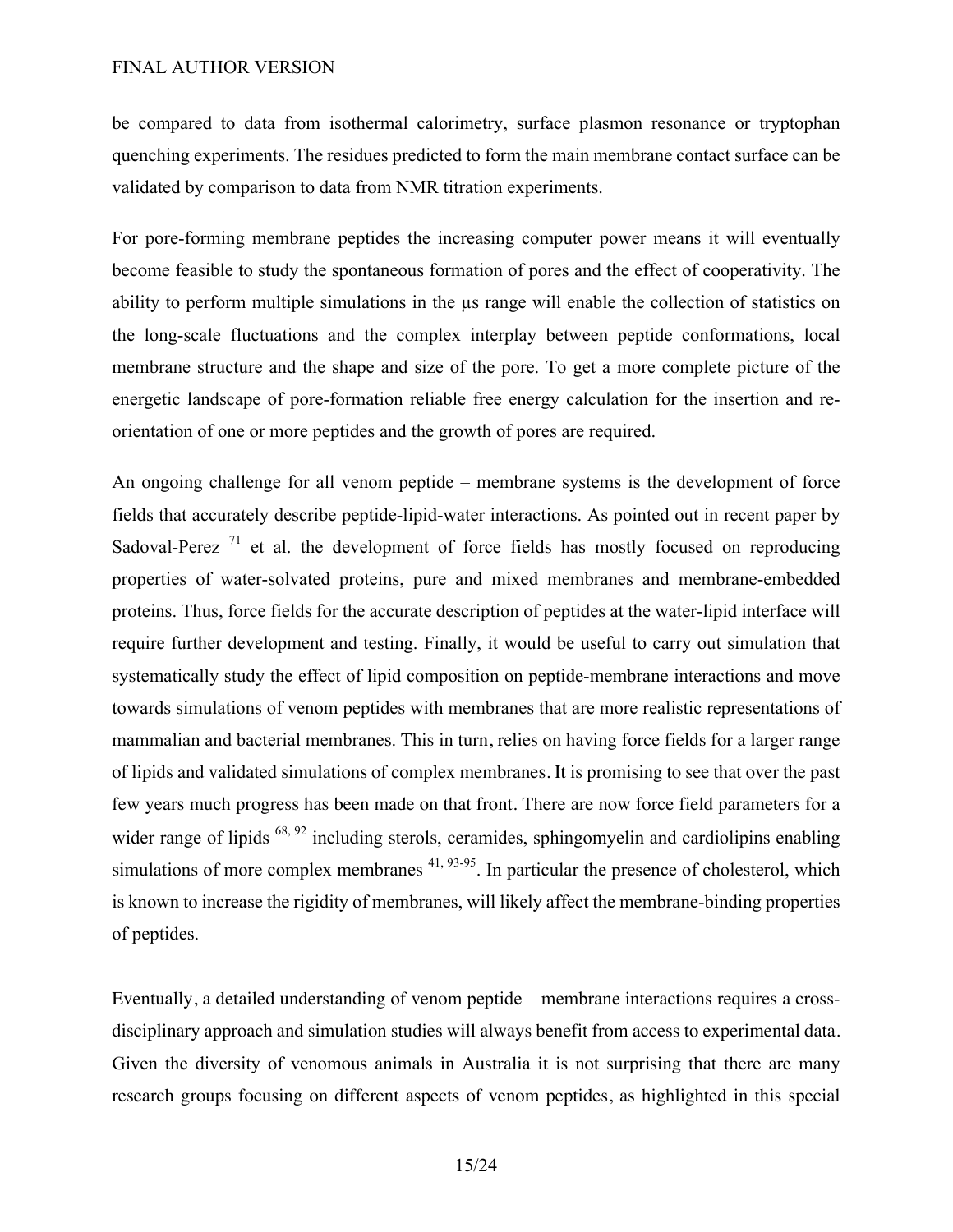be compared to data from isothermal calorimetry, surface plasmon resonance or tryptophan quenching experiments. The residues predicted to form the main membrane contact surface can be validated by comparison to data from NMR titration experiments.

For pore-forming membrane peptides the increasing computer power means it will eventually become feasible to study the spontaneous formation of pores and the effect of cooperativity. The ability to perform multiple simulations in the μs range will enable the collection of statistics on the long-scale fluctuations and the complex interplay between peptide conformations, local membrane structure and the shape and size of the pore. To get a more complete picture of the energetic landscape of pore-formation reliable free energy calculation for the insertion and re-orientation of one or more peptides and the growth of pores are required.

An ongoing challenge for all venom peptide – membrane systems is the development of force fields that accurately describe peptide-lipid-water interactions. As pointed out in recent paper by Sadoval-Perez [71] et al. the development of force fields has mostly focused on reproducing properties of water-solvated proteins, pure and mixed membranes and membrane-embedded proteins. Thus, force fields for the accurate description of peptides at the water-lipid interface will require further development and testing. Finally, it would be useful to carry out simulation that systematically study the effect of lipid composition on peptide-membrane interactions and move towards simulations of venom peptides with membranes that are more realistic representations of mammalian and bacterial membranes. This in turn, relies on having force fields for a larger range of lipids and validated simulations of complex membranes. It is promising to see that over the past few years much progress has been made on that front. There are now force field parameters for a wider range of lipids [68, 92] including sterols, ceramides, sphingomyelin and cardiolipins enabling simulations of more complex membranes [41, 93-95]. In particular the presence of cholesterol, which is known to increase the rigidity of membranes, will likely affect the membrane-binding properties of peptides.

Eventually, a detailed understanding of venom peptide – membrane interactions requires a cross-disciplinary approach and simulation studies will always benefit from access to experimental data. Given the diversity of venomous animals in Australia it is not surprising that there are many research groups focusing on different aspects of venom peptides, as highlighted in this special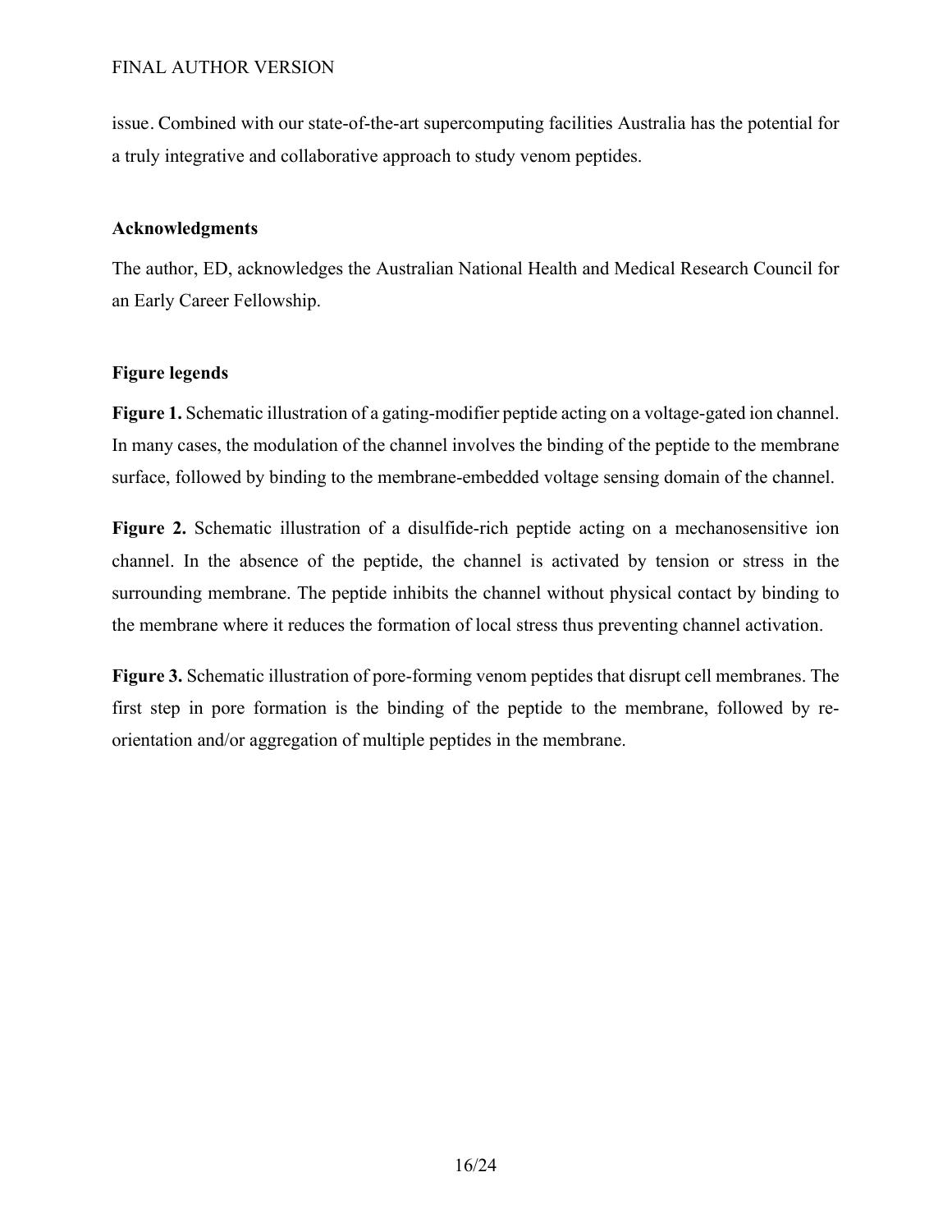issue. Combined with our state-of-the-art supercomputing facilities Australia has the potential for a truly integrative and collaborative approach to study venom peptides.

## Acknowledgments

The author, ED, acknowledges the Australian National Health and Medical Research Council for an Early Career Fellowship.

## Figure legends

**Figure 1.** Schematic illustration of a gating-modifier peptide acting on a voltage-gated ion channel. In many cases, the modulation of the channel involves the binding of the peptide to the membrane surface, followed by binding to the membrane-embedded voltage sensing domain of the channel.

**Figure 2.** Schematic illustration of a disulfide-rich peptide acting on a mechanosensitive ion channel. In the absence of the peptide, the channel is activated by tension or stress in the surrounding membrane. The peptide inhibits the channel without physical contact by binding to the membrane where it reduces the formation of local stress thus preventing channel activation.

**Figure 3.** Schematic illustration of pore-forming venom peptides that disrupt cell membranes. The first step in pore formation is the binding of the peptide to the membrane, followed by re-orientation and/or aggregation of multiple peptides in the membrane.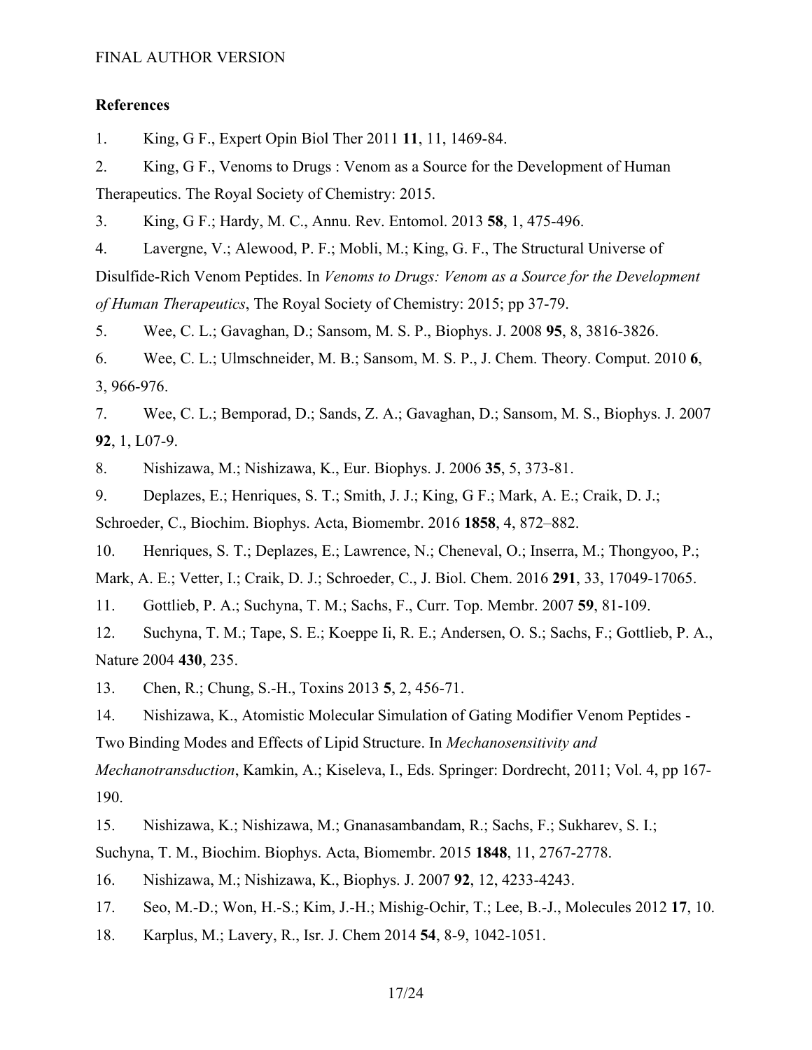## References

1. King, G F., Expert Opin Biol Ther 2011 **11**, 11, 1469-84.

2. King, G F., Venoms to Drugs : Venom as a Source for the Development of Human Therapeutics. The Royal Society of Chemistry: 2015.

3. King, G F.; Hardy, M. C., Annu. Rev. Entomol. 2013 **58**, 1, 475-496.

4. Lavergne, V.; Alewood, P. F.; Mobli, M.; King, G. F., The Structural Universe of Disulfide-Rich Venom Peptides. In *Venoms to Drugs: Venom as a Source for the Development of Human Therapeutics*, The Royal Society of Chemistry: 2015; pp 37-79.

5. Wee, C. L.; Gavaghan, D.; Sansom, M. S. P., Biophys. J. 2008 **95**, 8, 3816-3826.

6. Wee, C. L.; Ulmschneider, M. B.; Sansom, M. S. P., J. Chem. Theory. Comput. 2010 **6**, 3, 966-976.

7. Wee, C. L.; Bemporad, D.; Sands, Z. A.; Gavaghan, D.; Sansom, M. S., Biophys. J. 2007 **92**, 1, L07-9.

8. Nishizawa, M.; Nishizawa, K., Eur. Biophys. J. 2006 **35**, 5, 373-81.

9. Deplazes, E.; Henriques, S. T.; Smith, J. J.; King, G F.; Mark, A. E.; Craik, D. J.; Schroeder, C., Biochim. Biophys. Acta, Biomembr. 2016 **1858**, 4, 872–882.

10. Henriques, S. T.; Deplazes, E.; Lawrence, N.; Cheneval, O.; Inserra, M.; Thongyoo, P.; Mark, A. E.; Vetter, I.; Craik, D. J.; Schroeder, C., J. Biol. Chem. 2016 **291**, 33, 17049-17065.

11. Gottlieb, P. A.; Suchyna, T. M.; Sachs, F., Curr. Top. Membr. 2007 **59**, 81-109.

12. Suchyna, T. M.; Tape, S. E.; Koeppe Ii, R. E.; Andersen, O. S.; Sachs, F.; Gottlieb, P. A., Nature 2004 **430**, 235.

13. Chen, R.; Chung, S.-H., Toxins 2013 **5**, 2, 456-71.

14. Nishizawa, K., Atomistic Molecular Simulation of Gating Modifier Venom Peptides - Two Binding Modes and Effects of Lipid Structure. In *Mechanosensitivity and Mechanotransduction*, Kamkin, A.; Kiseleva, I., Eds. Springer: Dordrecht, 2011; Vol. 4, pp 167-190.

15. Nishizawa, K.; Nishizawa, M.; Gnanasambandam, R.; Sachs, F.; Sukharev, S. I.; Suchyna, T. M., Biochim. Biophys. Acta, Biomembr. 2015 **1848**, 11, 2767-2778.

16. Nishizawa, M.; Nishizawa, K., Biophys. J. 2007 **92**, 12, 4233-4243.

17. Seo, M.-D.; Won, H.-S.; Kim, J.-H.; Mishig-Ochir, T.; Lee, B.-J., Molecules 2012 **17**, 10.

18. Karplus, M.; Lavery, R., Isr. J. Chem 2014 **54**, 8-9, 1042-1051.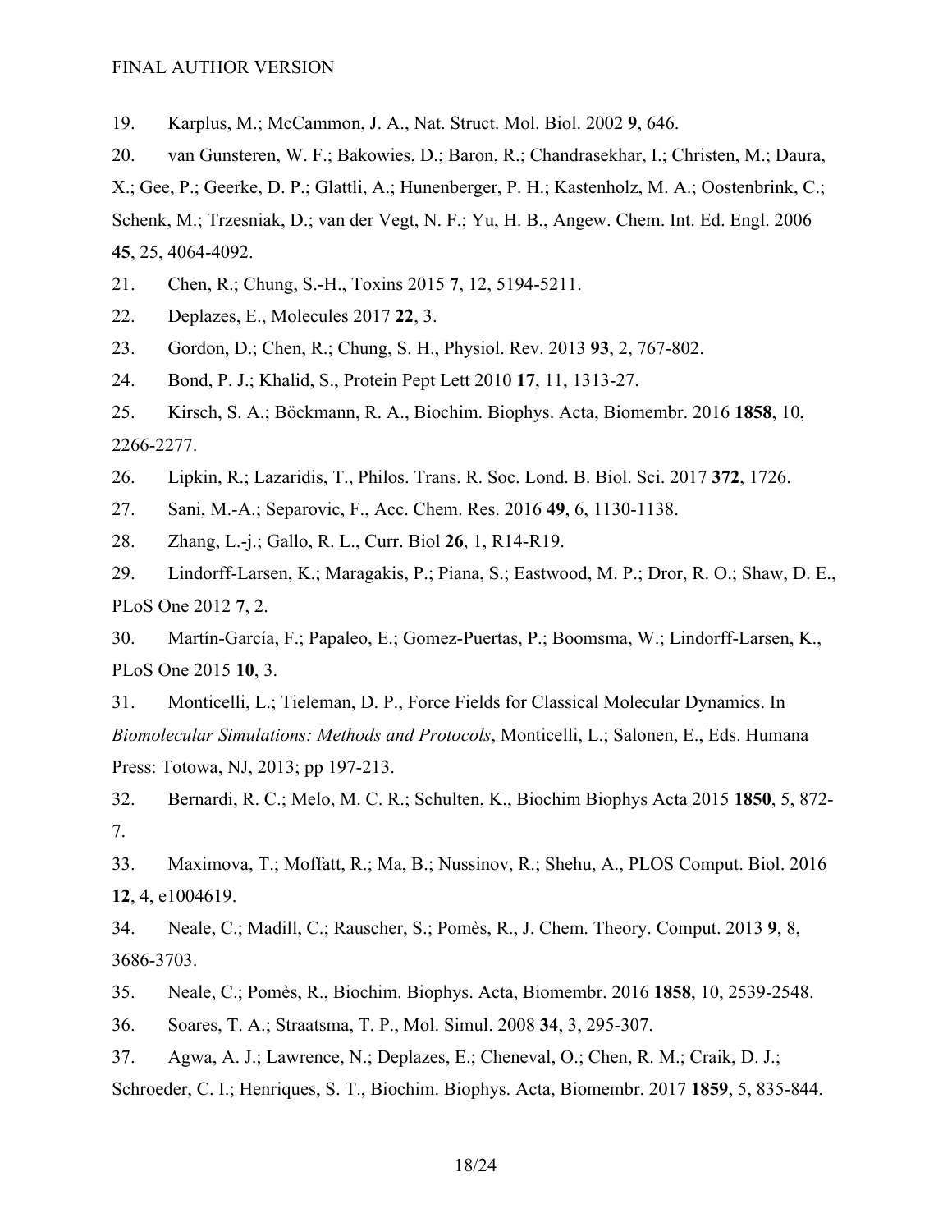19. Karplus, M.; McCammon, J. A., Nat. Struct. Mol. Biol. 2002 **9**, 646.

20. van Gunsteren, W. F.; Bakowies, D.; Baron, R.; Chandrasekhar, I.; Christen, M.; Daura, X.; Gee, P.; Geerke, D. P.; Glattli, A.; Hunenberger, P. H.; Kastenholz, M. A.; Oostenbrink, C.; Schenk, M.; Trzesniak, D.; van der Vegt, N. F.; Yu, H. B., Angew. Chem. Int. Ed. Engl. 2006 **45**, 25, 4064-4092.

21. Chen, R.; Chung, S.-H., Toxins 2015 **7**, 12, 5194-5211.

22. Deplazes, E., Molecules 2017 **22**, 3.

23. Gordon, D.; Chen, R.; Chung, S. H., Physiol. Rev. 2013 **93**, 2, 767-802.

24. Bond, P. J.; Khalid, S., Protein Pept Lett 2010 **17**, 11, 1313-27.

25. Kirsch, S. A.; Böckmann, R. A., Biochim. Biophys. Acta, Biomembr. 2016 **1858**, 10, 2266-2277.

26. Lipkin, R.; Lazaridis, T., Philos. Trans. R. Soc. Lond. B. Biol. Sci. 2017 **372**, 1726.

27. Sani, M.-A.; Separovic, F., Acc. Chem. Res. 2016 **49**, 6, 1130-1138.

28. Zhang, L.-j.; Gallo, R. L., Curr. Biol **26**, 1, R14-R19.

29. Lindorff-Larsen, K.; Maragakis, P.; Piana, S.; Eastwood, M. P.; Dror, R. O.; Shaw, D. E., PLoS One 2012 **7**, 2.

30. Martín-García, F.; Papaleo, E.; Gomez-Puertas, P.; Boomsma, W.; Lindorff-Larsen, K., PLoS One 2015 **10**, 3.

31. Monticelli, L.; Tieleman, D. P., Force Fields for Classical Molecular Dynamics. In *Biomolecular Simulations: Methods and Protocols*, Monticelli, L.; Salonen, E., Eds. Humana Press: Totowa, NJ, 2013; pp 197-213.

32. Bernardi, R. C.; Melo, M. C. R.; Schulten, K., Biochim Biophys Acta 2015 **1850**, 5, 872-7.

33. Maximova, T.; Moffatt, R.; Ma, B.; Nussinov, R.; Shehu, A., PLOS Comput. Biol. 2016 **12**, 4, e1004619.

34. Neale, C.; Madill, C.; Rauscher, S.; Pomès, R., J. Chem. Theory. Comput. 2013 **9**, 8, 3686-3703.

35. Neale, C.; Pomès, R., Biochim. Biophys. Acta, Biomembr. 2016 **1858**, 10, 2539-2548.

36. Soares, T. A.; Straatsma, T. P., Mol. Simul. 2008 **34**, 3, 295-307.

37. Agwa, A. J.; Lawrence, N.; Deplazes, E.; Cheneval, O.; Chen, R. M.; Craik, D. J.; Schroeder, C. I.; Henriques, S. T., Biochim. Biophys. Acta, Biomembr. 2017 **1859**, 5, 835-844.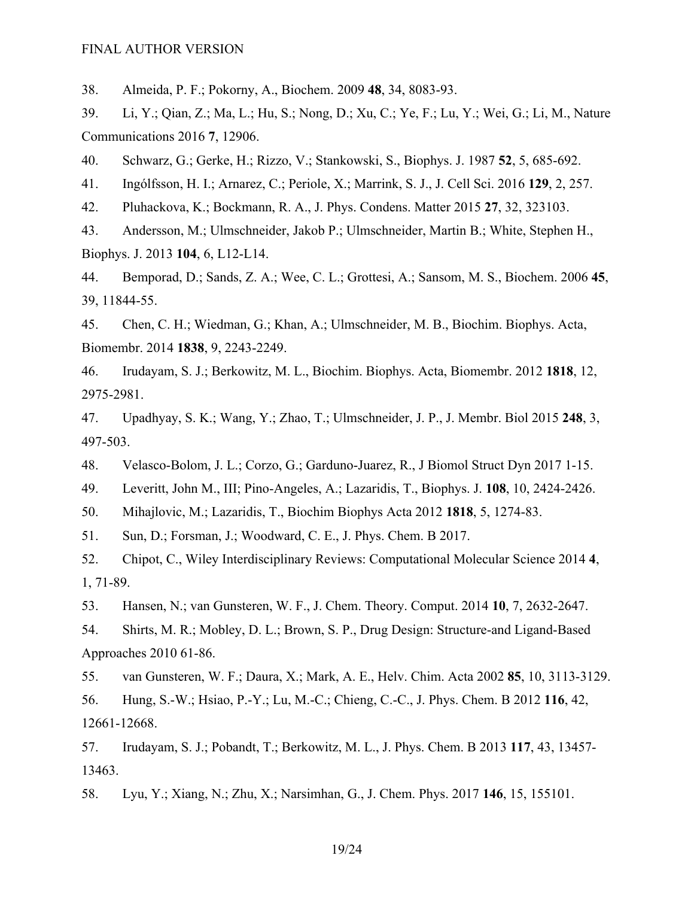38. Almeida, P. F.; Pokorny, A., Biochem. 2009 **48**, 34, 8083-93.

39. Li, Y.; Qian, Z.; Ma, L.; Hu, S.; Nong, D.; Xu, C.; Ye, F.; Lu, Y.; Wei, G.; Li, M., Nature Communications 2016 **7**, 12906.

40. Schwarz, G.; Gerke, H.; Rizzo, V.; Stankowski, S., Biophys. J. 1987 **52**, 5, 685-692.

41. Ingólfsson, H. I.; Arnarez, C.; Periole, X.; Marrink, S. J., J. Cell Sci. 2016 **129**, 2, 257.

42. Pluhackova, K.; Bockmann, R. A., J. Phys. Condens. Matter 2015 **27**, 32, 323103.

43. Andersson, M.; Ulmschneider, Jakob P.; Ulmschneider, Martin B.; White, Stephen H., Biophys. J. 2013 **104**, 6, L12-L14.

44. Bemporad, D.; Sands, Z. A.; Wee, C. L.; Grottesi, A.; Sansom, M. S., Biochem. 2006 **45**, 39, 11844-55.

45. Chen, C. H.; Wiedman, G.; Khan, A.; Ulmschneider, M. B., Biochim. Biophys. Acta, Biomembr. 2014 **1838**, 9, 2243-2249.

46. Irudayam, S. J.; Berkowitz, M. L., Biochim. Biophys. Acta, Biomembr. 2012 **1818**, 12, 2975-2981.

47. Upadhyay, S. K.; Wang, Y.; Zhao, T.; Ulmschneider, J. P., J. Membr. Biol 2015 **248**, 3, 497-503.

48. Velasco-Bolom, J. L.; Corzo, G.; Garduno-Juarez, R., J Biomol Struct Dyn 2017 1-15.

49. Leveritt, John M., III; Pino-Angeles, A.; Lazaridis, T., Biophys. J. **108**, 10, 2424-2426.

50. Mihajlovic, M.; Lazaridis, T., Biochim Biophys Acta 2012 **1818**, 5, 1274-83.

51. Sun, D.; Forsman, J.; Woodward, C. E., J. Phys. Chem. B 2017.

52. Chipot, C., Wiley Interdisciplinary Reviews: Computational Molecular Science 2014 **4**, 1, 71-89.

53. Hansen, N.; van Gunsteren, W. F., J. Chem. Theory. Comput. 2014 **10**, 7, 2632-2647.

54. Shirts, M. R.; Mobley, D. L.; Brown, S. P., Drug Design: Structure-and Ligand-Based Approaches 2010 61-86.

55. van Gunsteren, W. F.; Daura, X.; Mark, A. E., Helv. Chim. Acta 2002 **85**, 10, 3113-3129.

56. Hung, S.-W.; Hsiao, P.-Y.; Lu, M.-C.; Chieng, C.-C., J. Phys. Chem. B 2012 **116**, 42, 12661-12668.

57. Irudayam, S. J.; Pobandt, T.; Berkowitz, M. L., J. Phys. Chem. B 2013 **117**, 43, 13457-13463.

58. Lyu, Y.; Xiang, N.; Zhu, X.; Narsimhan, G., J. Chem. Phys. 2017 **146**, 15, 155101.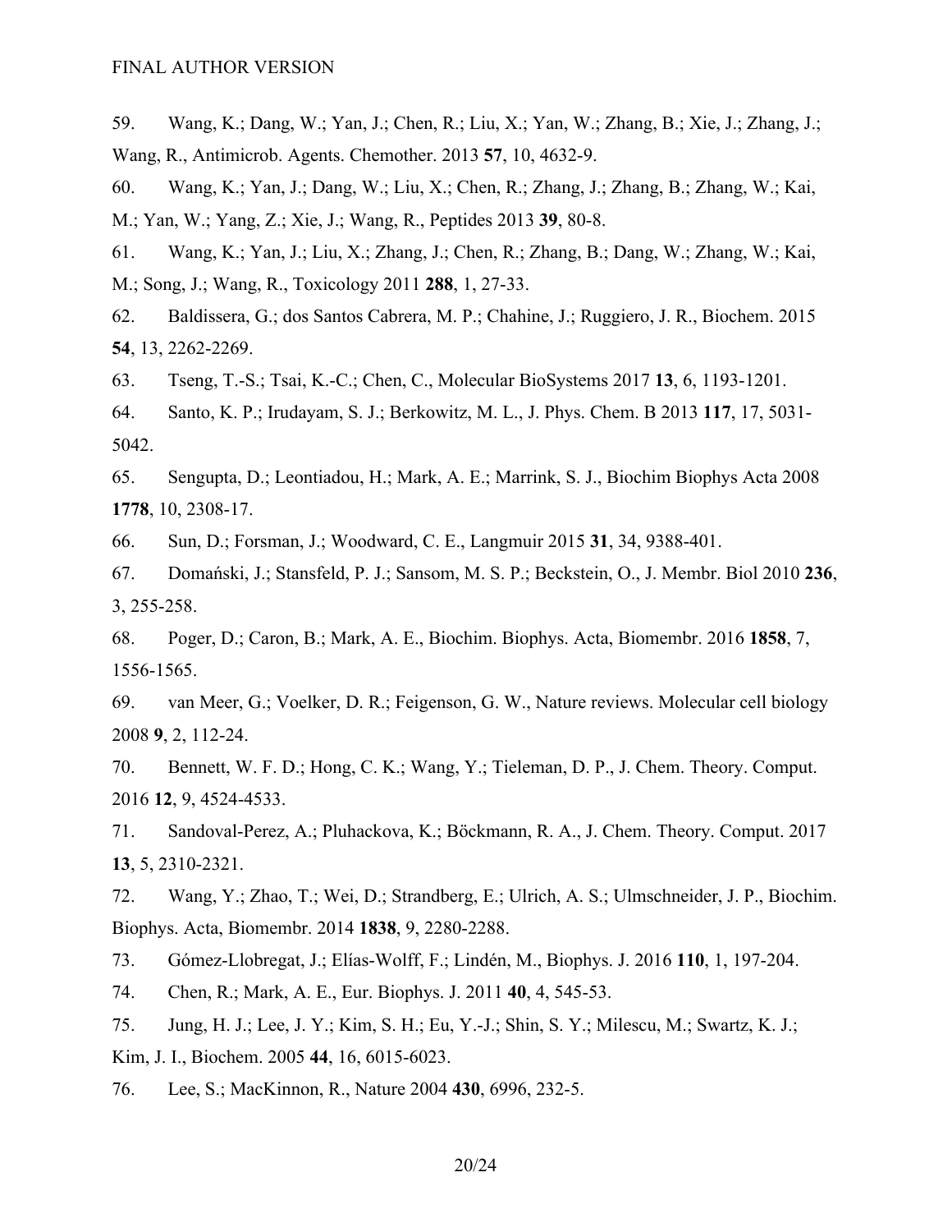59. Wang, K.; Dang, W.; Yan, J.; Chen, R.; Liu, X.; Yan, W.; Zhang, B.; Xie, J.; Zhang, J.; Wang, R., Antimicrob. Agents. Chemother. 2013 **57**, 10, 4632-9.

60. Wang, K.; Yan, J.; Dang, W.; Liu, X.; Chen, R.; Zhang, J.; Zhang, B.; Zhang, W.; Kai, M.; Yan, W.; Yang, Z.; Xie, J.; Wang, R., Peptides 2013 **39**, 80-8.

61. Wang, K.; Yan, J.; Liu, X.; Zhang, J.; Chen, R.; Zhang, B.; Dang, W.; Zhang, W.; Kai, M.; Song, J.; Wang, R., Toxicology 2011 **288**, 1, 27-33.

62. Baldissera, G.; dos Santos Cabrera, M. P.; Chahine, J.; Ruggiero, J. R., Biochem. 2015 **54**, 13, 2262-2269.

63. Tseng, T.-S.; Tsai, K.-C.; Chen, C., Molecular BioSystems 2017 **13**, 6, 1193-1201.

64. Santo, K. P.; Irudayam, S. J.; Berkowitz, M. L., J. Phys. Chem. B 2013 **117**, 17, 5031-5042.

65. Sengupta, D.; Leontiadou, H.; Mark, A. E.; Marrink, S. J., Biochim Biophys Acta 2008 **1778**, 10, 2308-17.

66. Sun, D.; Forsman, J.; Woodward, C. E., Langmuir 2015 **31**, 34, 9388-401.

67. Domański, J.; Stansfeld, P. J.; Sansom, M. S. P.; Beckstein, O., J. Membr. Biol 2010 **236**, 3, 255-258.

68. Poger, D.; Caron, B.; Mark, A. E., Biochim. Biophys. Acta, Biomembr. 2016 **1858**, 7, 1556-1565.

69. van Meer, G.; Voelker, D. R.; Feigenson, G. W., Nature reviews. Molecular cell biology 2008 **9**, 2, 112-24.

70. Bennett, W. F. D.; Hong, C. K.; Wang, Y.; Tieleman, D. P., J. Chem. Theory. Comput. 2016 **12**, 9, 4524-4533.

71. Sandoval-Perez, A.; Pluhackova, K.; Böckmann, R. A., J. Chem. Theory. Comput. 2017 **13**, 5, 2310-2321.

72. Wang, Y.; Zhao, T.; Wei, D.; Strandberg, E.; Ulrich, A. S.; Ulmschneider, J. P., Biochim. Biophys. Acta, Biomembr. 2014 **1838**, 9, 2280-2288.

73. Gómez-Llobregat, J.; Elías-Wolff, F.; Lindén, M., Biophys. J. 2016 **110**, 1, 197-204.

74. Chen, R.; Mark, A. E., Eur. Biophys. J. 2011 **40**, 4, 545-53.

75. Jung, H. J.; Lee, J. Y.; Kim, S. H.; Eu, Y.-J.; Shin, S. Y.; Milescu, M.; Swartz, K. J.; Kim, J. I., Biochem. 2005 **44**, 16, 6015-6023.

76. Lee, S.; MacKinnon, R., Nature 2004 **430**, 6996, 232-5.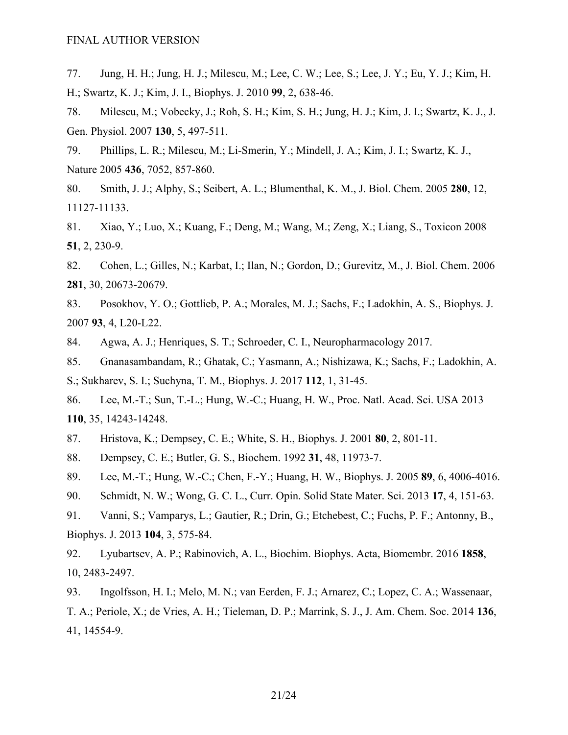77. Jung, H. H.; Jung, H. J.; Milescu, M.; Lee, C. W.; Lee, S.; Lee, J. Y.; Eu, Y. J.; Kim, H. H.; Swartz, K. J.; Kim, J. I., Biophys. J. 2010 **99**, 2, 638-46.

78. Milescu, M.; Vobecky, J.; Roh, S. H.; Kim, S. H.; Jung, H. J.; Kim, J. I.; Swartz, K. J., J. Gen. Physiol. 2007 **130**, 5, 497-511.

79. Phillips, L. R.; Milescu, M.; Li-Smerin, Y.; Mindell, J. A.; Kim, J. I.; Swartz, K. J., Nature 2005 **436**, 7052, 857-860.

80. Smith, J. J.; Alphy, S.; Seibert, A. L.; Blumenthal, K. M., J. Biol. Chem. 2005 **280**, 12, 11127-11133.

81. Xiao, Y.; Luo, X.; Kuang, F.; Deng, M.; Wang, M.; Zeng, X.; Liang, S., Toxicon 2008 **51**, 2, 230-9.

82. Cohen, L.; Gilles, N.; Karbat, I.; Ilan, N.; Gordon, D.; Gurevitz, M., J. Biol. Chem. 2006 **281**, 30, 20673-20679.

83. Posokhov, Y. O.; Gottlieb, P. A.; Morales, M. J.; Sachs, F.; Ladokhin, A. S., Biophys. J. 2007 **93**, 4, L20-L22.

84. Agwa, A. J.; Henriques, S. T.; Schroeder, C. I., Neuropharmacology 2017.

85. Gnanasambandam, R.; Ghatak, C.; Yasmann, A.; Nishizawa, K.; Sachs, F.; Ladokhin, A. S.; Sukharev, S. I.; Suchyna, T. M., Biophys. J. 2017 **112**, 1, 31-45.

86. Lee, M.-T.; Sun, T.-L.; Hung, W.-C.; Huang, H. W., Proc. Natl. Acad. Sci. USA 2013 **110**, 35, 14243-14248.

87. Hristova, K.; Dempsey, C. E.; White, S. H., Biophys. J. 2001 **80**, 2, 801-11.

88. Dempsey, C. E.; Butler, G. S., Biochem. 1992 **31**, 48, 11973-7.

89. Lee, M.-T.; Hung, W.-C.; Chen, F.-Y.; Huang, H. W., Biophys. J. 2005 **89**, 6, 4006-4016.

90. Schmidt, N. W.; Wong, G. C. L., Curr. Opin. Solid State Mater. Sci. 2013 **17**, 4, 151-63.

91. Vanni, S.; Vamparys, L.; Gautier, R.; Drin, G.; Etchebest, C.; Fuchs, P. F.; Antonny, B., Biophys. J. 2013 **104**, 3, 575-84.

92. Lyubartsev, A. P.; Rabinovich, A. L., Biochim. Biophys. Acta, Biomembr. 2016 **1858**, 10, 2483-2497.

93. Ingolfsson, H. I.; Melo, M. N.; van Eerden, F. J.; Arnarez, C.; Lopez, C. A.; Wassenaar, T. A.; Periole, X.; de Vries, A. H.; Tieleman, D. P.; Marrink, S. J., J. Am. Chem. Soc. 2014 **136**, 41, 14554-9.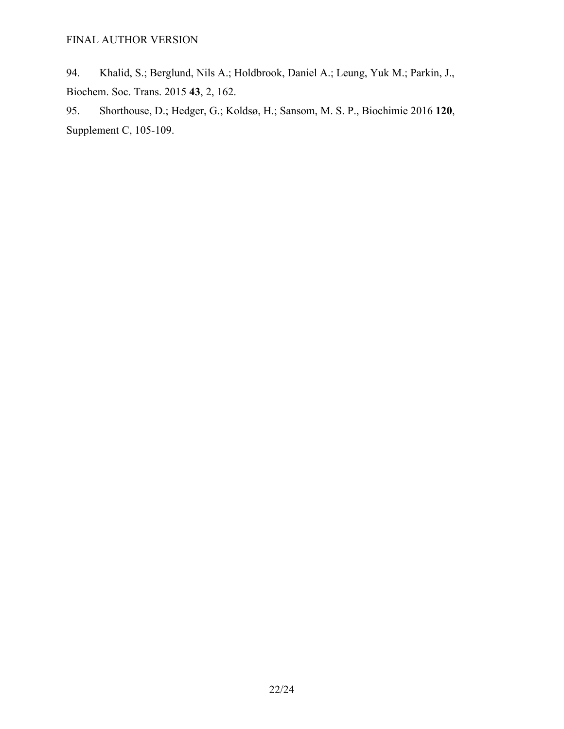94. Khalid, S.; Berglund, Nils A.; Holdbrook, Daniel A.; Leung, Yuk M.; Parkin, J., Biochem. Soc. Trans. 2015 **43**, 2, 162.

95. Shorthouse, D.; Hedger, G.; Koldsø, H.; Sansom, M. S. P., Biochimie 2016 **120**, Supplement C, 105-109.